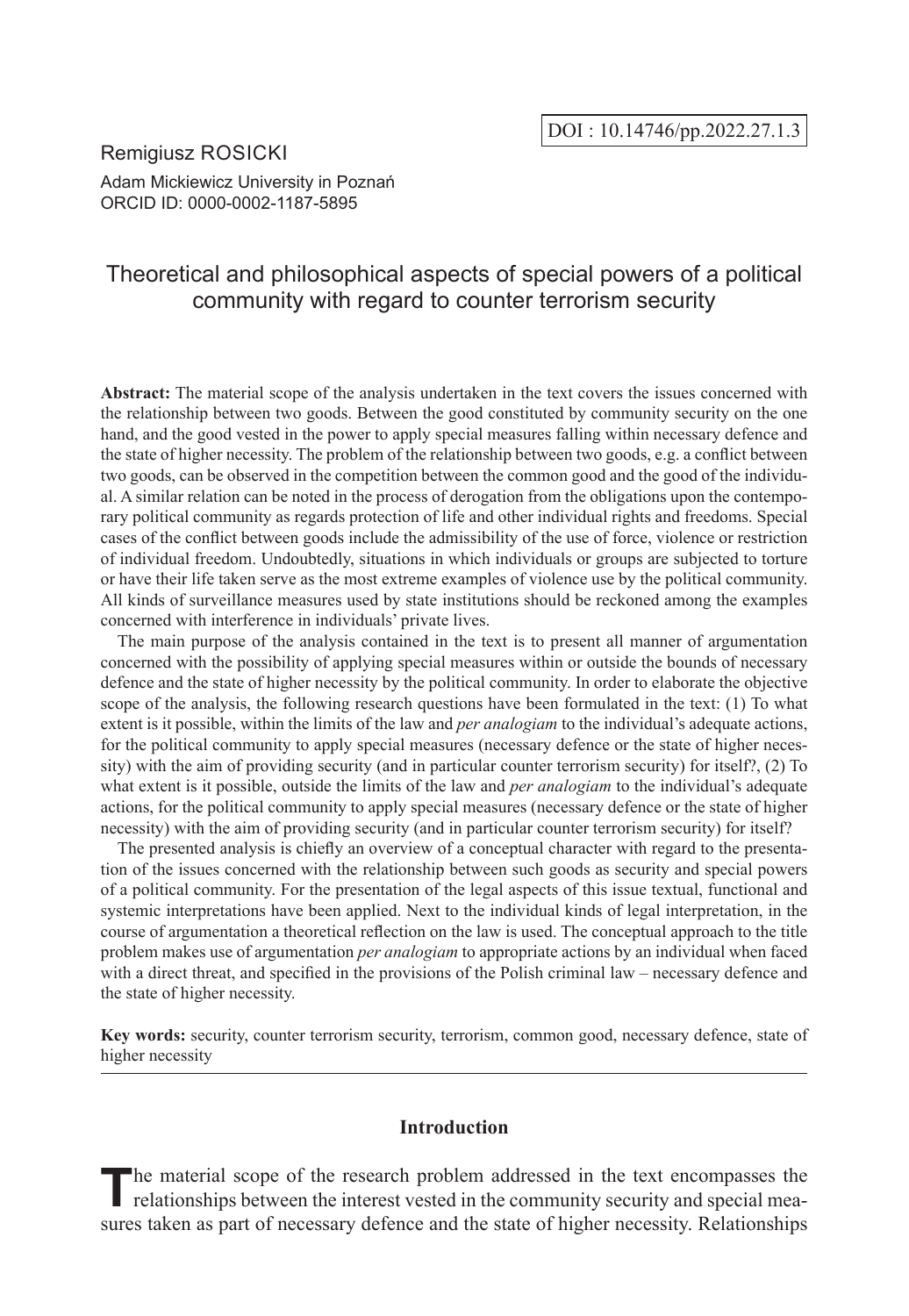DOI : 10.14746/pp.2022.27.1.3

Remigiusz ROSICKI

Adam Mickiewicz University in Poznań
ORCID ID: 0000-0002-1187-5895

# Theoretical and philosophical aspects of special powers of a political community with regard to counter terrorism security

**Abstract:** The material scope of the analysis undertaken in the text covers the issues concerned with the relationship between two goods. Between the good constituted by community security on the one hand, and the good vested in the power to apply special measures falling within necessary defence and the state of higher necessity. The problem of the relationship between two goods, e.g. a conflict between two goods, can be observed in the competition between the common good and the good of the individual. A similar relation can be noted in the process of derogation from the obligations upon the contemporary political community as regards protection of life and other individual rights and freedoms. Special cases of the conflict between goods include the admissibility of the use of force, violence or restriction of individual freedom. Undoubtedly, situations in which individuals or groups are subjected to torture or have their life taken serve as the most extreme examples of violence use by the political community. All kinds of surveillance measures used by state institutions should be reckoned among the examples concerned with interference in individuals' private lives.

The main purpose of the analysis contained in the text is to present all manner of argumentation concerned with the possibility of applying special measures within or outside the bounds of necessary defence and the state of higher necessity by the political community. In order to elaborate the objective scope of the analysis, the following research questions have been formulated in the text: (1) To what extent is it possible, within the limits of the law and *per analogiam* to the individual's adequate actions, for the political community to apply special measures (necessary defence or the state of higher necessity) with the aim of providing security (and in particular counter terrorism security) for itself?, (2) To what extent is it possible, outside the limits of the law and *per analogiam* to the individual's adequate actions, for the political community to apply special measures (necessary defence or the state of higher necessity) with the aim of providing security (and in particular counter terrorism security) for itself?

The presented analysis is chiefly an overview of a conceptual character with regard to the presentation of the issues concerned with the relationship between such goods as security and special powers of a political community. For the presentation of the legal aspects of this issue textual, functional and systemic interpretations have been applied. Next to the individual kinds of legal interpretation, in the course of argumentation a theoretical reflection on the law is used. The conceptual approach to the title problem makes use of argumentation *per analogiam* to appropriate actions by an individual when faced with a direct threat, and specified in the provisions of the Polish criminal law – necessary defence and the state of higher necessity.

**Key words:** security, counter terrorism security, terrorism, common good, necessary defence, state of higher necessity

---

## Introduction

The material scope of the research problem addressed in the text encompasses the relationships between the interest vested in the community security and special measures taken as part of necessary defence and the state of higher necessity. Relationships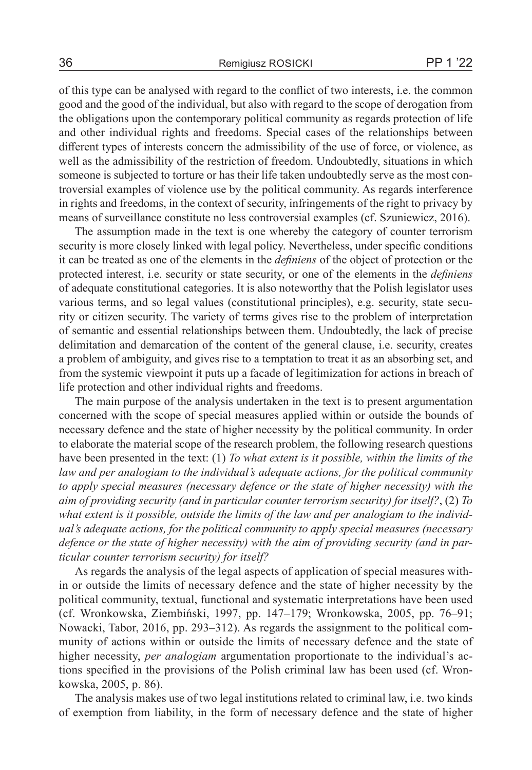of this type can be analysed with regard to the conflict of two interests, i.e. the common good and the good of the individual, but also with regard to the scope of derogation from the obligations upon the contemporary political community as regards protection of life and other individual rights and freedoms. Special cases of the relationships between different types of interests concern the admissibility of the use of force, or violence, as well as the admissibility of the restriction of freedom. Undoubtedly, situations in which someone is subjected to torture or has their life taken undoubtedly serve as the most controversial examples of violence use by the political community. As regards interference in rights and freedoms, in the context of security, infringements of the right to privacy by means of surveillance constitute no less controversial examples (cf. Szuniewicz, 2016).

The assumption made in the text is one whereby the category of counter terrorism security is more closely linked with legal policy. Nevertheless, under specific conditions it can be treated as one of the elements in the *definiens* of the object of protection or the protected interest, i.e. security or state security, or one of the elements in the *definiens* of adequate constitutional categories. It is also noteworthy that the Polish legislator uses various terms, and so legal values (constitutional principles), e.g. security, state security or citizen security. The variety of terms gives rise to the problem of interpretation of semantic and essential relationships between them. Undoubtedly, the lack of precise delimitation and demarcation of the content of the general clause, i.e. security, creates a problem of ambiguity, and gives rise to a temptation to treat it as an absorbing set, and from the systemic viewpoint it puts up a facade of legitimization for actions in breach of life protection and other individual rights and freedoms.

The main purpose of the analysis undertaken in the text is to present argumentation concerned with the scope of special measures applied within or outside the bounds of necessary defence and the state of higher necessity by the political community. In order to elaborate the material scope of the research problem, the following research questions have been presented in the text: (1) *To what extent is it possible, within the limits of the law and per analogiam to the individual's adequate actions, for the political community to apply special measures (necessary defence or the state of higher necessity) with the aim of providing security (and in particular counter terrorism security) for itself?*, (2) *To what extent is it possible, outside the limits of the law and per analogiam to the individual's adequate actions, for the political community to apply special measures (necessary defence or the state of higher necessity) with the aim of providing security (and in particular counter terrorism security) for itself?*

As regards the analysis of the legal aspects of application of special measures within or outside the limits of necessary defence and the state of higher necessity by the political community, textual, functional and systematic interpretations have been used (cf. Wronkowska, Ziembiński, 1997, pp. 147–179; Wronkowska, 2005, pp. 76–91; Nowacki, Tabor, 2016, pp. 293–312). As regards the assignment to the political community of actions within or outside the limits of necessary defence and the state of higher necessity, *per analogiam* argumentation proportionate to the individual's actions specified in the provisions of the Polish criminal law has been used (cf. Wronkowska, 2005, p. 86).

The analysis makes use of two legal institutions related to criminal law, i.e. two kinds of exemption from liability, in the form of necessary defence and the state of higher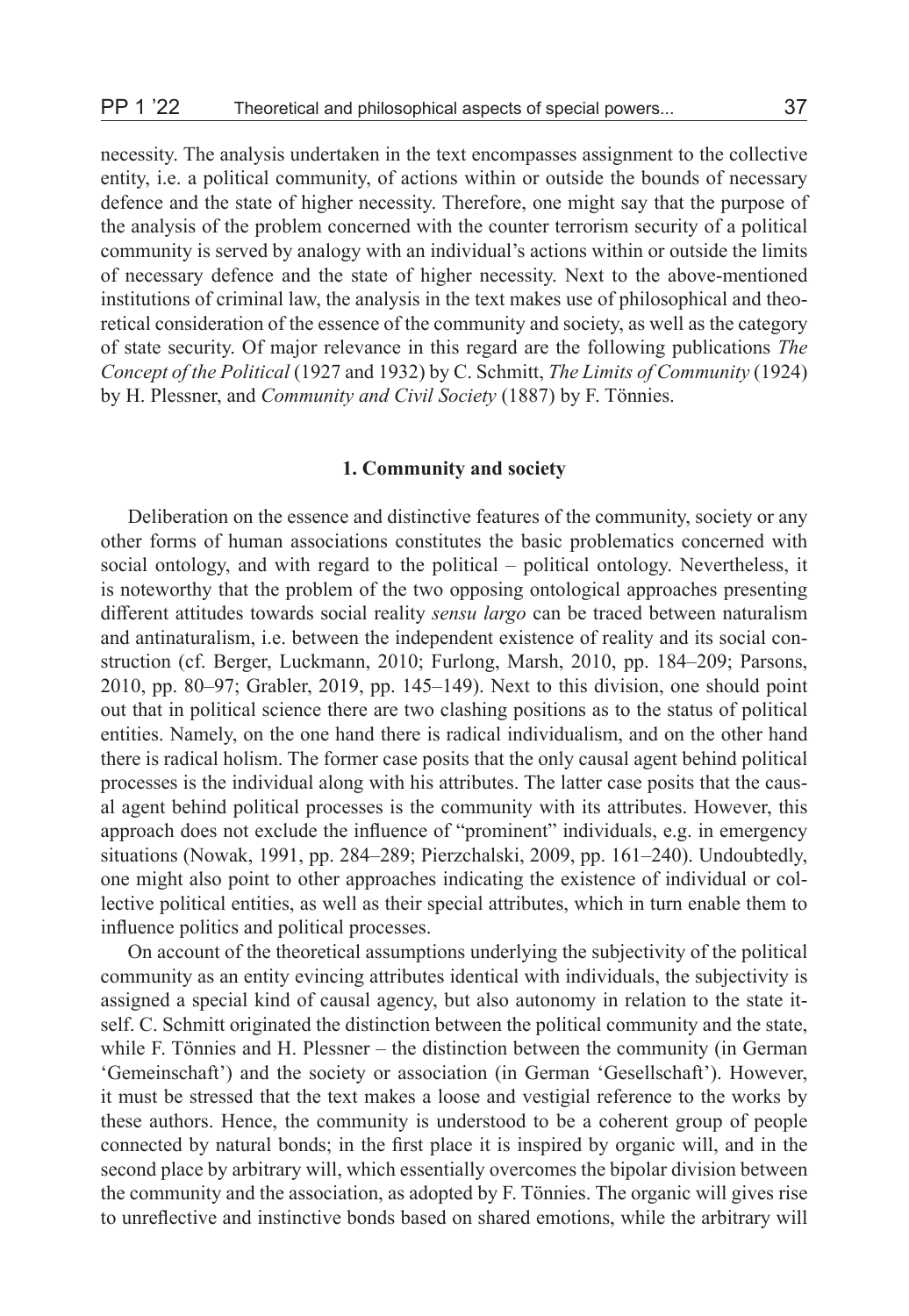necessity. The analysis undertaken in the text encompasses assignment to the collective entity, i.e. a political community, of actions within or outside the bounds of necessary defence and the state of higher necessity. Therefore, one might say that the purpose of the analysis of the problem concerned with the counter terrorism security of a political community is served by analogy with an individual's actions within or outside the limits of necessary defence and the state of higher necessity. Next to the above-mentioned institutions of criminal law, the analysis in the text makes use of philosophical and theoretical consideration of the essence of the community and society, as well as the category of state security. Of major relevance in this regard are the following publications *The Concept of the Political* (1927 and 1932) by C. Schmitt, *The Limits of Community* (1924) by H. Plessner, and *Community and Civil Society* (1887) by F. Tönnies.

## 1. Community and society

Deliberation on the essence and distinctive features of the community, society or any other forms of human associations constitutes the basic problematics concerned with social ontology, and with regard to the political – political ontology. Nevertheless, it is noteworthy that the problem of the two opposing ontological approaches presenting different attitudes towards social reality *sensu largo* can be traced between naturalism and antinaturalism, i.e. between the independent existence of reality and its social construction (cf. Berger, Luckmann, 2010; Furlong, Marsh, 2010, pp. 184–209; Parsons, 2010, pp. 80–97; Grabler, 2019, pp. 145–149). Next to this division, one should point out that in political science there are two clashing positions as to the status of political entities. Namely, on the one hand there is radical individualism, and on the other hand there is radical holism. The former case posits that the only causal agent behind political processes is the individual along with his attributes. The latter case posits that the causal agent behind political processes is the community with its attributes. However, this approach does not exclude the influence of "prominent" individuals, e.g. in emergency situations (Nowak, 1991, pp. 284–289; Pierzchalski, 2009, pp. 161–240). Undoubtedly, one might also point to other approaches indicating the existence of individual or collective political entities, as well as their special attributes, which in turn enable them to influence politics and political processes.

On account of the theoretical assumptions underlying the subjectivity of the political community as an entity evincing attributes identical with individuals, the subjectivity is assigned a special kind of causal agency, but also autonomy in relation to the state itself. C. Schmitt originated the distinction between the political community and the state, while F. Tönnies and H. Plessner – the distinction between the community (in German 'Gemeinschaft') and the society or association (in German 'Gesellschaft'). However, it must be stressed that the text makes a loose and vestigial reference to the works by these authors. Hence, the community is understood to be a coherent group of people connected by natural bonds; in the first place it is inspired by organic will, and in the second place by arbitrary will, which essentially overcomes the bipolar division between the community and the association, as adopted by F. Tönnies. The organic will gives rise to unreflective and instinctive bonds based on shared emotions, while the arbitrary will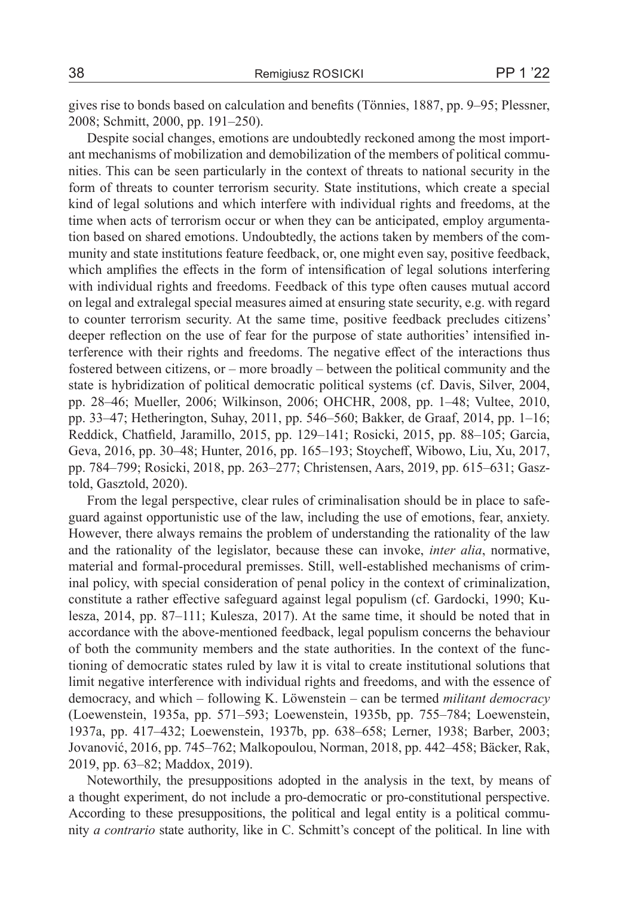gives rise to bonds based on calculation and benefits (Tönnies, 1887, pp. 9–95; Plessner, 2008; Schmitt, 2000, pp. 191–250).

Despite social changes, emotions are undoubtedly reckoned among the most important mechanisms of mobilization and demobilization of the members of political communities. This can be seen particularly in the context of threats to national security in the form of threats to counter terrorism security. State institutions, which create a special kind of legal solutions and which interfere with individual rights and freedoms, at the time when acts of terrorism occur or when they can be anticipated, employ argumentation based on shared emotions. Undoubtedly, the actions taken by members of the community and state institutions feature feedback, or, one might even say, positive feedback, which amplifies the effects in the form of intensification of legal solutions interfering with individual rights and freedoms. Feedback of this type often causes mutual accord on legal and extralegal special measures aimed at ensuring state security, e.g. with regard to counter terrorism security. At the same time, positive feedback precludes citizens' deeper reflection on the use of fear for the purpose of state authorities' intensified interference with their rights and freedoms. The negative effect of the interactions thus fostered between citizens, or – more broadly – between the political community and the state is hybridization of political democratic political systems (cf. Davis, Silver, 2004, pp. 28–46; Mueller, 2006; Wilkinson, 2006; OHCHR, 2008, pp. 1–48; Vultee, 2010, pp. 33–47; Hetherington, Suhay, 2011, pp. 546–560; Bakker, de Graaf, 2014, pp. 1–16; Reddick, Chatfield, Jaramillo, 2015, pp. 129–141; Rosicki, 2015, pp. 88–105; Garcia, Geva, 2016, pp. 30–48; Hunter, 2016, pp. 165–193; Stoycheff, Wibowo, Liu, Xu, 2017, pp. 784–799; Rosicki, 2018, pp. 263–277; Christensen, Aars, 2019, pp. 615–631; Gasztold, Gasztold, 2020).

From the legal perspective, clear rules of criminalisation should be in place to safeguard against opportunistic use of the law, including the use of emotions, fear, anxiety. However, there always remains the problem of understanding the rationality of the law and the rationality of the legislator, because these can invoke, *inter alia*, normative, material and formal-procedural premisses. Still, well-established mechanisms of criminal policy, with special consideration of penal policy in the context of criminalization, constitute a rather effective safeguard against legal populism (cf. Gardocki, 1990; Kulesza, 2014, pp. 87–111; Kulesza, 2017). At the same time, it should be noted that in accordance with the above-mentioned feedback, legal populism concerns the behaviour of both the community members and the state authorities. In the context of the functioning of democratic states ruled by law it is vital to create institutional solutions that limit negative interference with individual rights and freedoms, and with the essence of democracy, and which – following K. Löwenstein – can be termed *militant democracy* (Loewenstein, 1935a, pp. 571–593; Loewenstein, 1935b, pp. 755–784; Loewenstein, 1937a, pp. 417–432; Loewenstein, 1937b, pp. 638–658; Lerner, 1938; Barber, 2003; Jovanović, 2016, pp. 745–762; Malkopoulou, Norman, 2018, pp. 442–458; Bäcker, Rak, 2019, pp. 63–82; Maddox, 2019).

Noteworthily, the presuppositions adopted in the analysis in the text, by means of a thought experiment, do not include a pro-democratic or pro-constitutional perspective. According to these presuppositions, the political and legal entity is a political community *a contrario* state authority, like in C. Schmitt's concept of the political. In line with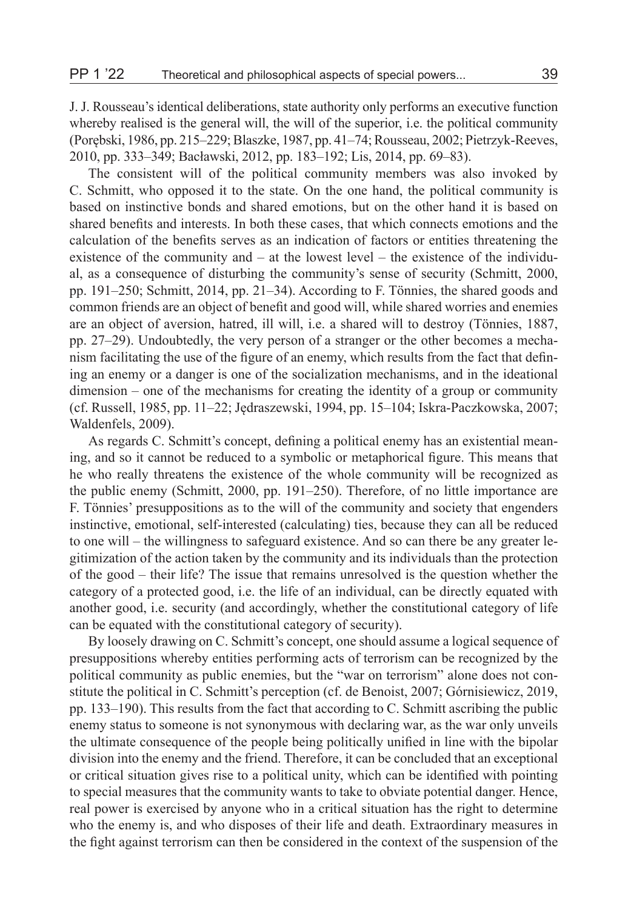J. J. Rousseau's identical deliberations, state authority only performs an executive function whereby realised is the general will, the will of the superior, i.e. the political community (Porębski, 1986, pp. 215–229; Blaszke, 1987, pp. 41–74; Rousseau, 2002; Pietrzyk-Reeves, 2010, pp. 333–349; Bacławski, 2012, pp. 183–192; Lis, 2014, pp. 69–83).

The consistent will of the political community members was also invoked by C. Schmitt, who opposed it to the state. On the one hand, the political community is based on instinctive bonds and shared emotions, but on the other hand it is based on shared benefits and interests. In both these cases, that which connects emotions and the calculation of the benefits serves as an indication of factors or entities threatening the existence of the community and – at the lowest level – the existence of the individual, as a consequence of disturbing the community's sense of security (Schmitt, 2000, pp. 191–250; Schmitt, 2014, pp. 21–34). According to F. Tönnies, the shared goods and common friends are an object of benefit and good will, while shared worries and enemies are an object of aversion, hatred, ill will, i.e. a shared will to destroy (Tönnies, 1887, pp. 27–29). Undoubtedly, the very person of a stranger or the other becomes a mechanism facilitating the use of the figure of an enemy, which results from the fact that defining an enemy or a danger is one of the socialization mechanisms, and in the ideational dimension – one of the mechanisms for creating the identity of a group or community (cf. Russell, 1985, pp. 11–22; Jędraszewski, 1994, pp. 15–104; Iskra-Paczkowska, 2007; Waldenfels, 2009).

As regards C. Schmitt's concept, defining a political enemy has an existential meaning, and so it cannot be reduced to a symbolic or metaphorical figure. This means that he who really threatens the existence of the whole community will be recognized as the public enemy (Schmitt, 2000, pp. 191–250). Therefore, of no little importance are F. Tönnies' presuppositions as to the will of the community and society that engenders instinctive, emotional, self-interested (calculating) ties, because they can all be reduced to one will – the willingness to safeguard existence. And so can there be any greater legitimization of the action taken by the community and its individuals than the protection of the good – their life? The issue that remains unresolved is the question whether the category of a protected good, i.e. the life of an individual, can be directly equated with another good, i.e. security (and accordingly, whether the constitutional category of life can be equated with the constitutional category of security).

By loosely drawing on C. Schmitt's concept, one should assume a logical sequence of presuppositions whereby entities performing acts of terrorism can be recognized by the political community as public enemies, but the "war on terrorism" alone does not constitute the political in C. Schmitt's perception (cf. de Benoist, 2007; Górnisiewicz, 2019, pp. 133–190). This results from the fact that according to C. Schmitt ascribing the public enemy status to someone is not synonymous with declaring war, as the war only unveils the ultimate consequence of the people being politically unified in line with the bipolar division into the enemy and the friend. Therefore, it can be concluded that an exceptional or critical situation gives rise to a political unity, which can be identified with pointing to special measures that the community wants to take to obviate potential danger. Hence, real power is exercised by anyone who in a critical situation has the right to determine who the enemy is, and who disposes of their life and death. Extraordinary measures in the fight against terrorism can then be considered in the context of the suspension of the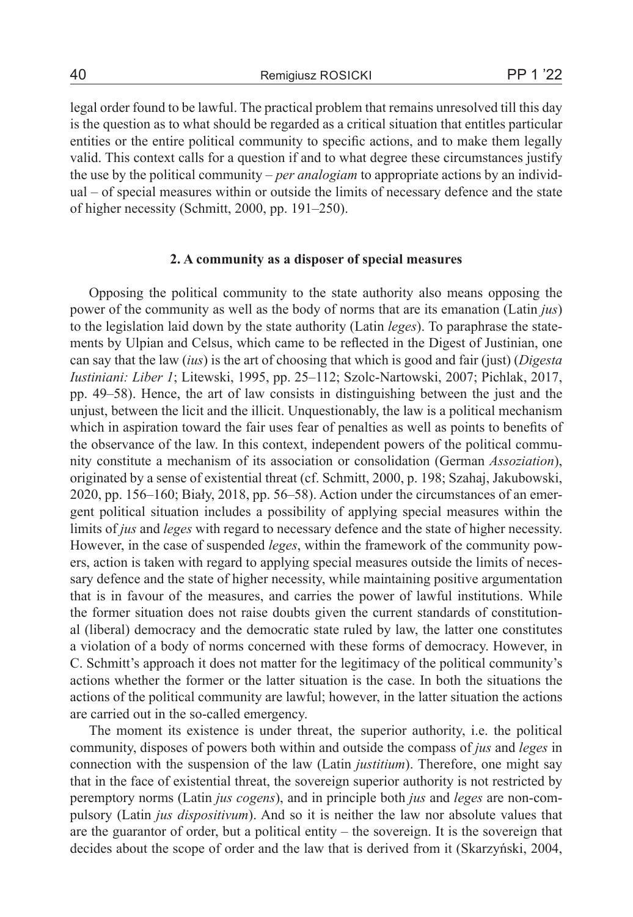legal order found to be lawful. The practical problem that remains unresolved till this day is the question as to what should be regarded as a critical situation that entitles particular entities or the entire political community to specific actions, and to make them legally valid. This context calls for a question if and to what degree these circumstances justify the use by the political community – *per analogiam* to appropriate actions by an individual – of special measures within or outside the limits of necessary defence and the state of higher necessity (Schmitt, 2000, pp. 191–250).

## 2. A community as a disposer of special measures

Opposing the political community to the state authority also means opposing the power of the community as well as the body of norms that are its emanation (Latin *jus*) to the legislation laid down by the state authority (Latin *leges*). To paraphrase the statements by Ulpian and Celsus, which came to be reflected in the Digest of Justinian, one can say that the law (*ius*) is the art of choosing that which is good and fair (just) (*Digesta Iustiniani: Liber 1*; Litewski, 1995, pp. 25–112; Szolc-Nartowski, 2007; Pichlak, 2017, pp. 49–58). Hence, the art of law consists in distinguishing between the just and the unjust, between the licit and the illicit. Unquestionably, the law is a political mechanism which in aspiration toward the fair uses fear of penalties as well as points to benefits of the observance of the law. In this context, independent powers of the political community constitute a mechanism of its association or consolidation (German *Assoziation*), originated by a sense of existential threat (cf. Schmitt, 2000, p. 198; Szahaj, Jakubowski, 2020, pp. 156–160; Biały, 2018, pp. 56–58). Action under the circumstances of an emergent political situation includes a possibility of applying special measures within the limits of *jus* and *leges* with regard to necessary defence and the state of higher necessity. However, in the case of suspended *leges*, within the framework of the community powers, action is taken with regard to applying special measures outside the limits of necessary defence and the state of higher necessity, while maintaining positive argumentation that is in favour of the measures, and carries the power of lawful institutions. While the former situation does not raise doubts given the current standards of constitutional (liberal) democracy and the democratic state ruled by law, the latter one constitutes a violation of a body of norms concerned with these forms of democracy. However, in C. Schmitt's approach it does not matter for the legitimacy of the political community's actions whether the former or the latter situation is the case. In both the situations the actions of the political community are lawful; however, in the latter situation the actions are carried out in the so-called emergency.

The moment its existence is under threat, the superior authority, i.e. the political community, disposes of powers both within and outside the compass of *jus* and *leges* in connection with the suspension of the law (Latin *justitium*). Therefore, one might say that in the face of existential threat, the sovereign superior authority is not restricted by peremptory norms (Latin *jus cogens*), and in principle both *jus* and *leges* are non-compulsory (Latin *jus dispositivum*). And so it is neither the law nor absolute values that are the guarantor of order, but a political entity – the sovereign. It is the sovereign that decides about the scope of order and the law that is derived from it (Skarzyński, 2004,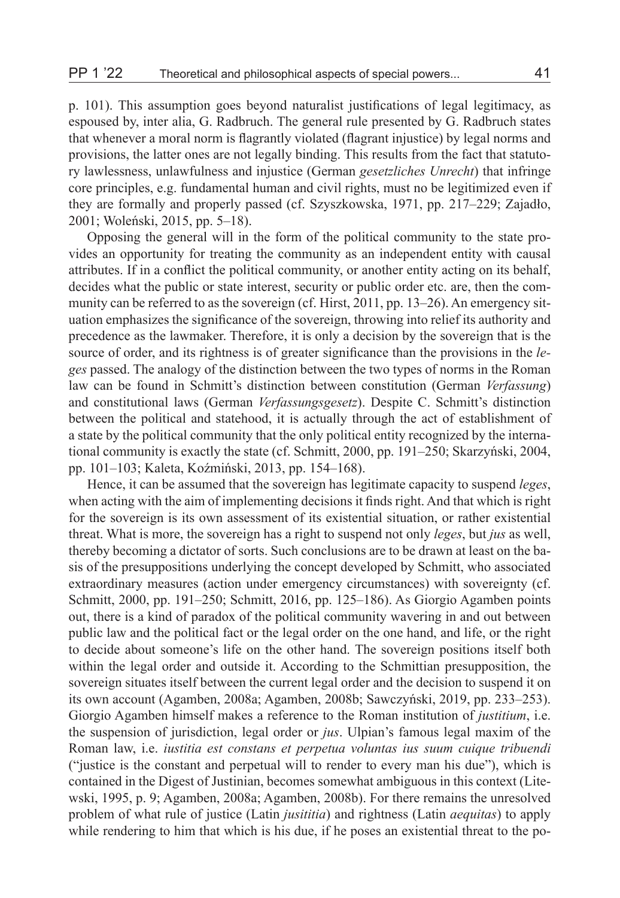p. 101). This assumption goes beyond naturalist justifications of legal legitimacy, as espoused by, inter alia, G. Radbruch. The general rule presented by G. Radbruch states that whenever a moral norm is flagrantly violated (flagrant injustice) by legal norms and provisions, the latter ones are not legally binding. This results from the fact that statutory lawlessness, unlawfulness and injustice (German *gesetzliches Unrecht*) that infringe core principles, e.g. fundamental human and civil rights, must no be legitimized even if they are formally and properly passed (cf. Szyszkowska, 1971, pp. 217–229; Zajadło, 2001; Woleński, 2015, pp. 5–18).

Opposing the general will in the form of the political community to the state provides an opportunity for treating the community as an independent entity with causal attributes. If in a conflict the political community, or another entity acting on its behalf, decides what the public or state interest, security or public order etc. are, then the community can be referred to as the sovereign (cf. Hirst, 2011, pp. 13–26). An emergency situation emphasizes the significance of the sovereign, throwing into relief its authority and precedence as the lawmaker. Therefore, it is only a decision by the sovereign that is the source of order, and its rightness is of greater significance than the provisions in the *leges* passed. The analogy of the distinction between the two types of norms in the Roman law can be found in Schmitt's distinction between constitution (German *Verfassung*) and constitutional laws (German *Verfassungsgesetz*). Despite C. Schmitt's distinction between the political and statehood, it is actually through the act of establishment of a state by the political community that the only political entity recognized by the international community is exactly the state (cf. Schmitt, 2000, pp. 191–250; Skarzyński, 2004, pp. 101–103; Kaleta, Koźmiński, 2013, pp. 154–168).

Hence, it can be assumed that the sovereign has legitimate capacity to suspend *leges*, when acting with the aim of implementing decisions it finds right. And that which is right for the sovereign is its own assessment of its existential situation, or rather existential threat. What is more, the sovereign has a right to suspend not only *leges*, but *jus* as well, thereby becoming a dictator of sorts. Such conclusions are to be drawn at least on the basis of the presuppositions underlying the concept developed by Schmitt, who associated extraordinary measures (action under emergency circumstances) with sovereignty (cf. Schmitt, 2000, pp. 191–250; Schmitt, 2016, pp. 125–186). As Giorgio Agamben points out, there is a kind of paradox of the political community wavering in and out between public law and the political fact or the legal order on the one hand, and life, or the right to decide about someone's life on the other hand. The sovereign positions itself both within the legal order and outside it. According to the Schmittian presupposition, the sovereign situates itself between the current legal order and the decision to suspend it on its own account (Agamben, 2008a; Agamben, 2008b; Sawczyński, 2019, pp. 233–253). Giorgio Agamben himself makes a reference to the Roman institution of *justitium*, i.e. the suspension of jurisdiction, legal order or *jus*. Ulpian's famous legal maxim of the Roman law, i.e. *iustitia est constans et perpetua voluntas ius suum cuique tribuendi* ("justice is the constant and perpetual will to render to every man his due"), which is contained in the Digest of Justinian, becomes somewhat ambiguous in this context (Litewski, 1995, p. 9; Agamben, 2008a; Agamben, 2008b). For there remains the unresolved problem of what rule of justice (Latin *jusititia*) and rightness (Latin *aequitas*) to apply while rendering to him that which is his due, if he poses an existential threat to the po-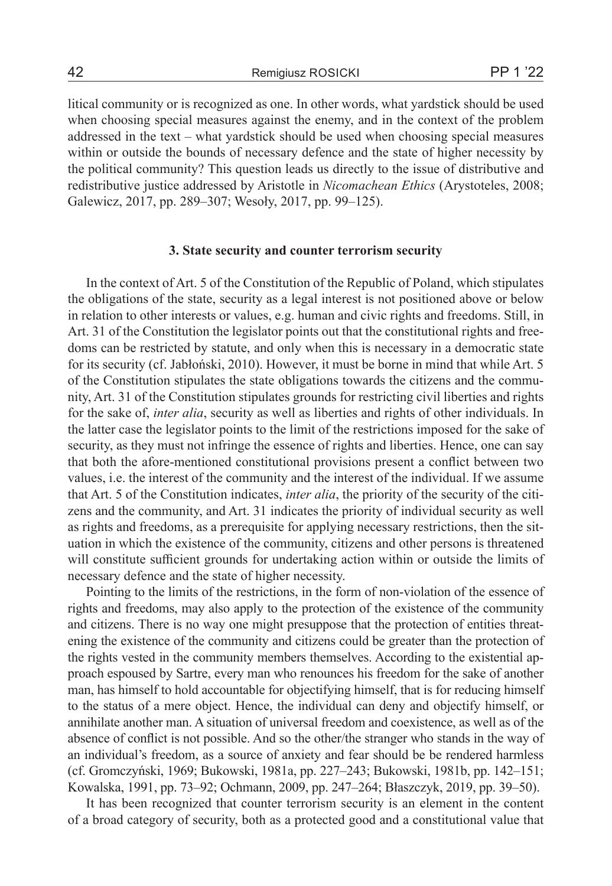litical community or is recognized as one. In other words, what yardstick should be used when choosing special measures against the enemy, and in the context of the problem addressed in the text – what yardstick should be used when choosing special measures within or outside the bounds of necessary defence and the state of higher necessity by the political community? This question leads us directly to the issue of distributive and redistributive justice addressed by Aristotle in *Nicomachean Ethics* (Arystoteles, 2008; Galewicz, 2017, pp. 289–307; Wesoły, 2017, pp. 99–125).

### 3. State security and counter terrorism security

In the context of Art. 5 of the Constitution of the Republic of Poland, which stipulates the obligations of the state, security as a legal interest is not positioned above or below in relation to other interests or values, e.g. human and civic rights and freedoms. Still, in Art. 31 of the Constitution the legislator points out that the constitutional rights and freedoms can be restricted by statute, and only when this is necessary in a democratic state for its security (cf. Jabłoński, 2010). However, it must be borne in mind that while Art. 5 of the Constitution stipulates the state obligations towards the citizens and the community, Art. 31 of the Constitution stipulates grounds for restricting civil liberties and rights for the sake of, *inter alia*, security as well as liberties and rights of other individuals. In the latter case the legislator points to the limit of the restrictions imposed for the sake of security, as they must not infringe the essence of rights and liberties. Hence, one can say that both the afore-mentioned constitutional provisions present a conflict between two values, i.e. the interest of the community and the interest of the individual. If we assume that Art. 5 of the Constitution indicates, *inter alia*, the priority of the security of the citizens and the community, and Art. 31 indicates the priority of individual security as well as rights and freedoms, as a prerequisite for applying necessary restrictions, then the situation in which the existence of the community, citizens and other persons is threatened will constitute sufficient grounds for undertaking action within or outside the limits of necessary defence and the state of higher necessity.

Pointing to the limits of the restrictions, in the form of non-violation of the essence of rights and freedoms, may also apply to the protection of the existence of the community and citizens. There is no way one might presuppose that the protection of entities threatening the existence of the community and citizens could be greater than the protection of the rights vested in the community members themselves. According to the existential approach espoused by Sartre, every man who renounces his freedom for the sake of another man, has himself to hold accountable for objectifying himself, that is for reducing himself to the status of a mere object. Hence, the individual can deny and objectify himself, or annihilate another man. A situation of universal freedom and coexistence, as well as of the absence of conflict is not possible. And so the other/the stranger who stands in the way of an individual's freedom, as a source of anxiety and fear should be be rendered harmless (cf. Gromczyński, 1969; Bukowski, 1981a, pp. 227–243; Bukowski, 1981b, pp. 142–151; Kowalska, 1991, pp. 73–92; Ochmann, 2009, pp. 247–264; Błaszczyk, 2019, pp. 39–50).

It has been recognized that counter terrorism security is an element in the content of a broad category of security, both as a protected good and a constitutional value that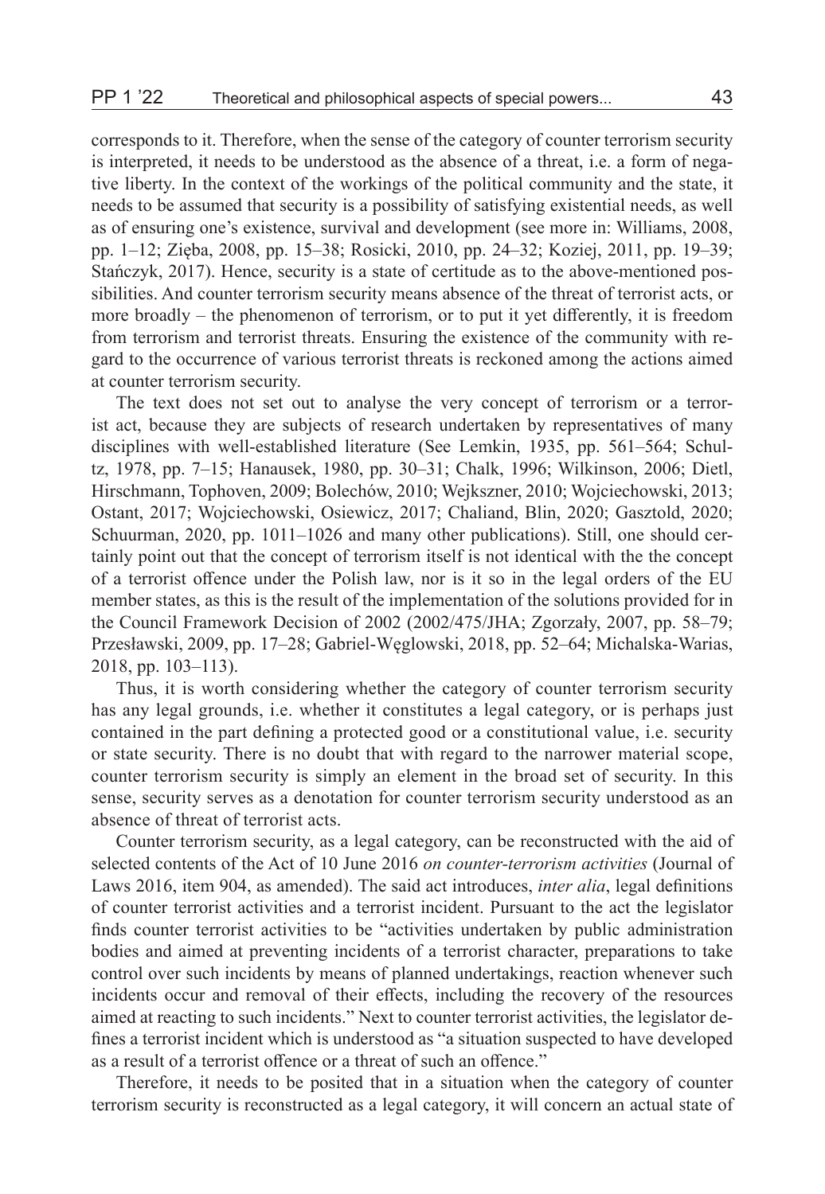corresponds to it. Therefore, when the sense of the category of counter terrorism security is interpreted, it needs to be understood as the absence of a threat, i.e. a form of negative liberty. In the context of the workings of the political community and the state, it needs to be assumed that security is a possibility of satisfying existential needs, as well as of ensuring one's existence, survival and development (see more in: Williams, 2008, pp. 1–12; Zięba, 2008, pp. 15–38; Rosicki, 2010, pp. 24–32; Koziej, 2011, pp. 19–39; Stańczyk, 2017). Hence, security is a state of certitude as to the above-mentioned possibilities. And counter terrorism security means absence of the threat of terrorist acts, or more broadly – the phenomenon of terrorism, or to put it yet differently, it is freedom from terrorism and terrorist threats. Ensuring the existence of the community with regard to the occurrence of various terrorist threats is reckoned among the actions aimed at counter terrorism security.

The text does not set out to analyse the very concept of terrorism or a terrorist act, because they are subjects of research undertaken by representatives of many disciplines with well-established literature (See Lemkin, 1935, pp. 561–564; Schultz, 1978, pp. 7–15; Hanausek, 1980, pp. 30–31; Chalk, 1996; Wilkinson, 2006; Dietl, Hirschmann, Tophoven, 2009; Bolechów, 2010; Wejkszner, 2010; Wojciechowski, 2013; Ostant, 2017; Wojciechowski, Osiewicz, 2017; Chaliand, Blin, 2020; Gasztold, 2020; Schuurman, 2020, pp. 1011–1026 and many other publications). Still, one should certainly point out that the concept of terrorism itself is not identical with the the concept of a terrorist offence under the Polish law, nor is it so in the legal orders of the EU member states, as this is the result of the implementation of the solutions provided for in the Council Framework Decision of 2002 (2002/475/JHA; Zgorzały, 2007, pp. 58–79; Przesławski, 2009, pp. 17–28; Gabriel-Węglowski, 2018, pp. 52–64; Michalska-Warias, 2018, pp. 103–113).

Thus, it is worth considering whether the category of counter terrorism security has any legal grounds, i.e. whether it constitutes a legal category, or is perhaps just contained in the part defining a protected good or a constitutional value, i.e. security or state security. There is no doubt that with regard to the narrower material scope, counter terrorism security is simply an element in the broad set of security. In this sense, security serves as a denotation for counter terrorism security understood as an absence of threat of terrorist acts.

Counter terrorism security, as a legal category, can be reconstructed with the aid of selected contents of the Act of 10 June 2016 *on counter-terrorism activities* (Journal of Laws 2016, item 904, as amended). The said act introduces, *inter alia*, legal definitions of counter terrorist activities and a terrorist incident. Pursuant to the act the legislator finds counter terrorist activities to be "activities undertaken by public administration bodies and aimed at preventing incidents of a terrorist character, preparations to take control over such incidents by means of planned undertakings, reaction whenever such incidents occur and removal of their effects, including the recovery of the resources aimed at reacting to such incidents." Next to counter terrorist activities, the legislator defines a terrorist incident which is understood as "a situation suspected to have developed as a result of a terrorist offence or a threat of such an offence."

Therefore, it needs to be posited that in a situation when the category of counter terrorism security is reconstructed as a legal category, it will concern an actual state of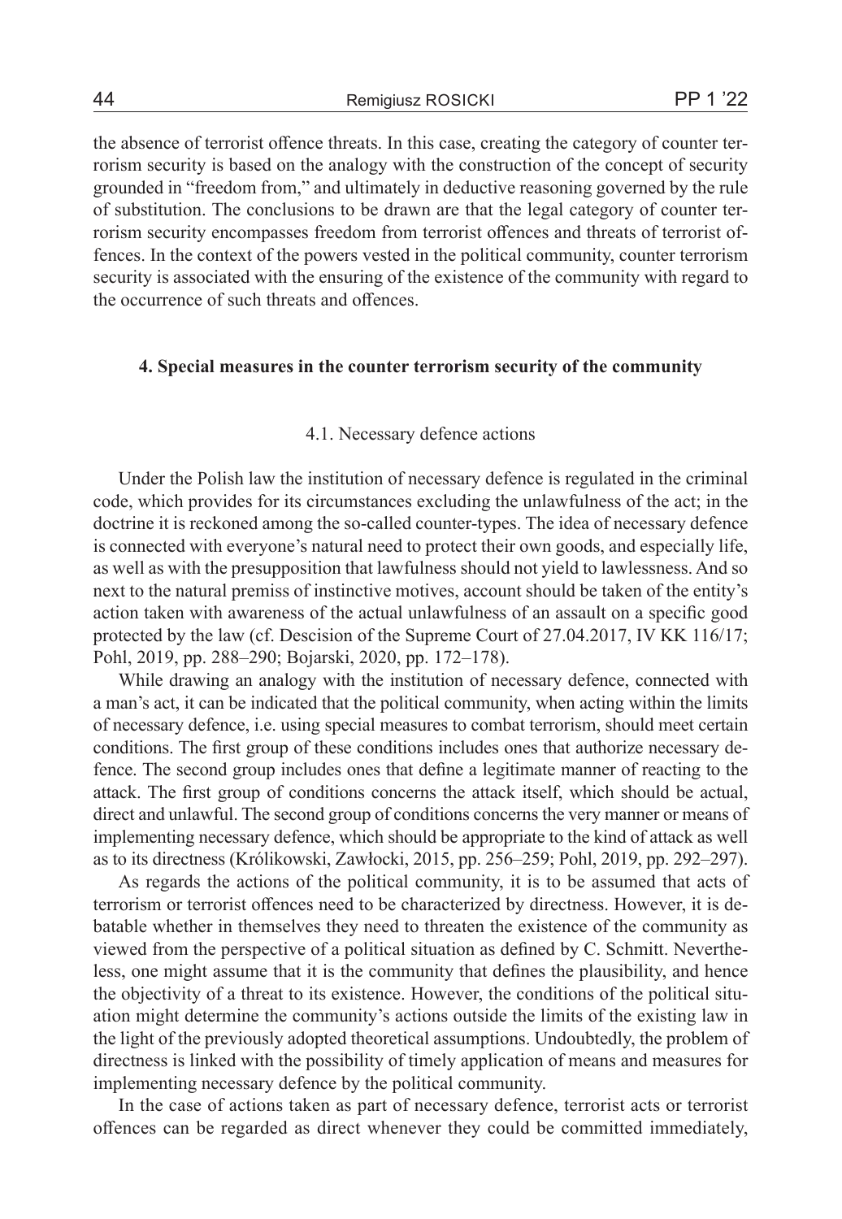the absence of terrorist offence threats. In this case, creating the category of counter terrorism security is based on the analogy with the construction of the concept of security grounded in "freedom from," and ultimately in deductive reasoning governed by the rule of substitution. The conclusions to be drawn are that the legal category of counter terrorism security encompasses freedom from terrorist offences and threats of terrorist offences. In the context of the powers vested in the political community, counter terrorism security is associated with the ensuring of the existence of the community with regard to the occurrence of such threats and offences.

## 4. Special measures in the counter terrorism security of the community

### 4.1. Necessary defence actions

Under the Polish law the institution of necessary defence is regulated in the criminal code, which provides for its circumstances excluding the unlawfulness of the act; in the doctrine it is reckoned among the so-called counter-types. The idea of necessary defence is connected with everyone's natural need to protect their own goods, and especially life, as well as with the presupposition that lawfulness should not yield to lawlessness. And so next to the natural premiss of instinctive motives, account should be taken of the entity's action taken with awareness of the actual unlawfulness of an assault on a specific good protected by the law (cf. Descision of the Supreme Court of 27.04.2017, IV KK 116/17; Pohl, 2019, pp. 288–290; Bojarski, 2020, pp. 172–178).

While drawing an analogy with the institution of necessary defence, connected with a man's act, it can be indicated that the political community, when acting within the limits of necessary defence, i.e. using special measures to combat terrorism, should meet certain conditions. The first group of these conditions includes ones that authorize necessary defence. The second group includes ones that define a legitimate manner of reacting to the attack. The first group of conditions concerns the attack itself, which should be actual, direct and unlawful. The second group of conditions concerns the very manner or means of implementing necessary defence, which should be appropriate to the kind of attack as well as to its directness (Królikowski, Zawłocki, 2015, pp. 256–259; Pohl, 2019, pp. 292–297).

As regards the actions of the political community, it is to be assumed that acts of terrorism or terrorist offences need to be characterized by directness. However, it is debatable whether in themselves they need to threaten the existence of the community as viewed from the perspective of a political situation as defined by C. Schmitt. Nevertheless, one might assume that it is the community that defines the plausibility, and hence the objectivity of a threat to its existence. However, the conditions of the political situation might determine the community's actions outside the limits of the existing law in the light of the previously adopted theoretical assumptions. Undoubtedly, the problem of directness is linked with the possibility of timely application of means and measures for implementing necessary defence by the political community.

In the case of actions taken as part of necessary defence, terrorist acts or terrorist offences can be regarded as direct whenever they could be committed immediately,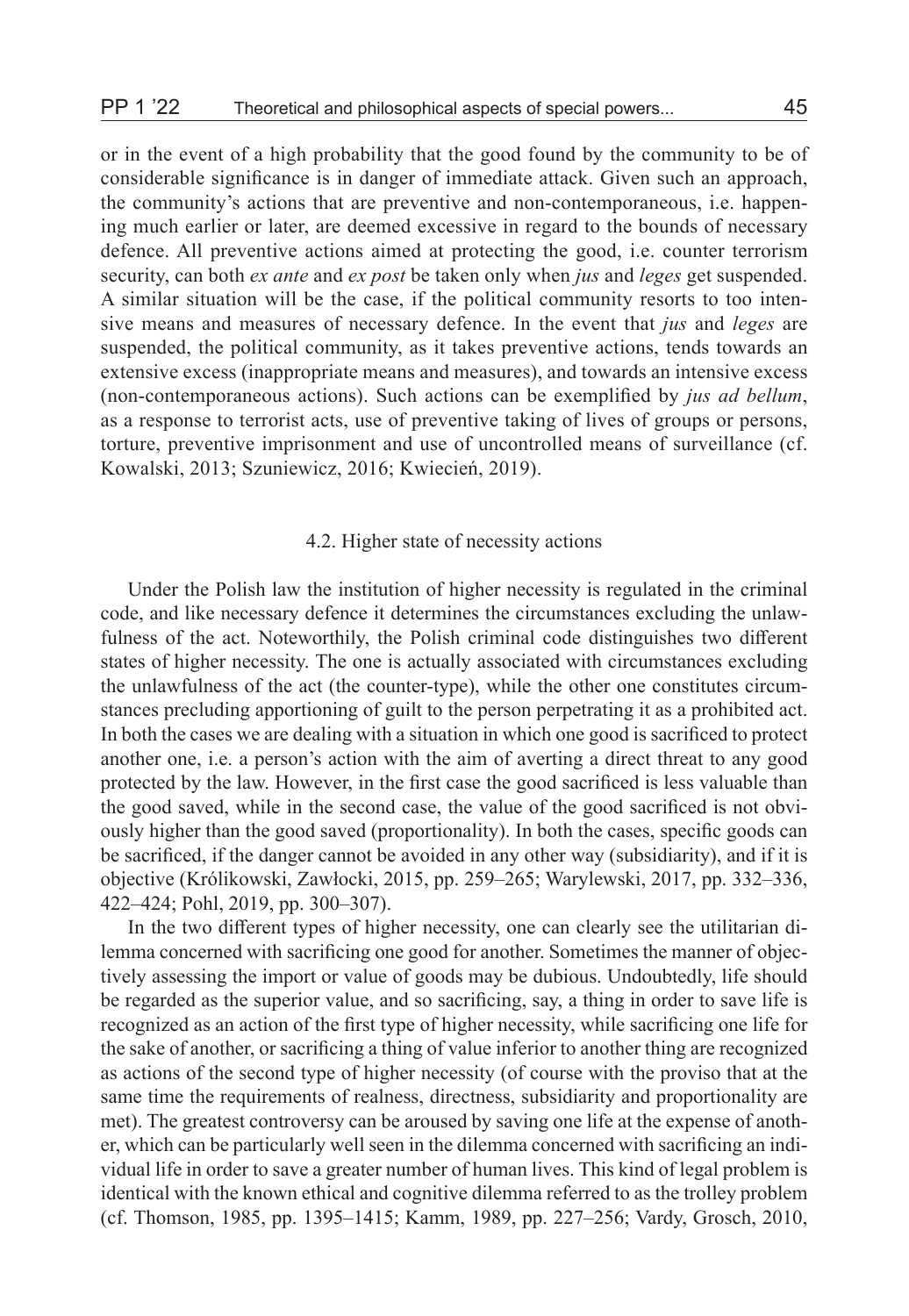or in the event of a high probability that the good found by the community to be of considerable significance is in danger of immediate attack. Given such an approach, the community's actions that are preventive and non-contemporaneous, i.e. happening much earlier or later, are deemed excessive in regard to the bounds of necessary defence. All preventive actions aimed at protecting the good, i.e. counter terrorism security, can both *ex ante* and *ex post* be taken only when *jus* and *leges* get suspended. A similar situation will be the case, if the political community resorts to too intensive means and measures of necessary defence. In the event that *jus* and *leges* are suspended, the political community, as it takes preventive actions, tends towards an extensive excess (inappropriate means and measures), and towards an intensive excess (non-contemporaneous actions). Such actions can be exemplified by *jus ad bellum*, as a response to terrorist acts, use of preventive taking of lives of groups or persons, torture, preventive imprisonment and use of uncontrolled means of surveillance (cf. Kowalski, 2013; Szuniewicz, 2016; Kwiecień, 2019).

### 4.2. Higher state of necessity actions

Under the Polish law the institution of higher necessity is regulated in the criminal code, and like necessary defence it determines the circumstances excluding the unlawfulness of the act. Noteworthily, the Polish criminal code distinguishes two different states of higher necessity. The one is actually associated with circumstances excluding the unlawfulness of the act (the counter-type), while the other one constitutes circumstances precluding apportioning of guilt to the person perpetrating it as a prohibited act. In both the cases we are dealing with a situation in which one good is sacrificed to protect another one, i.e. a person's action with the aim of averting a direct threat to any good protected by the law. However, in the first case the good sacrificed is less valuable than the good saved, while in the second case, the value of the good sacrificed is not obviously higher than the good saved (proportionality). In both the cases, specific goods can be sacrificed, if the danger cannot be avoided in any other way (subsidiarity), and if it is objective (Królikowski, Zawłocki, 2015, pp. 259–265; Warylewski, 2017, pp. 332–336, 422–424; Pohl, 2019, pp. 300–307).

In the two different types of higher necessity, one can clearly see the utilitarian dilemma concerned with sacrificing one good for another. Sometimes the manner of objectively assessing the import or value of goods may be dubious. Undoubtedly, life should be regarded as the superior value, and so sacrificing, say, a thing in order to save life is recognized as an action of the first type of higher necessity, while sacrificing one life for the sake of another, or sacrificing a thing of value inferior to another thing are recognized as actions of the second type of higher necessity (of course with the proviso that at the same time the requirements of realness, directness, subsidiarity and proportionality are met). The greatest controversy can be aroused by saving one life at the expense of another, which can be particularly well seen in the dilemma concerned with sacrificing an individual life in order to save a greater number of human lives. This kind of legal problem is identical with the known ethical and cognitive dilemma referred to as the trolley problem (cf. Thomson, 1985, pp. 1395–1415; Kamm, 1989, pp. 227–256; Vardy, Grosch, 2010,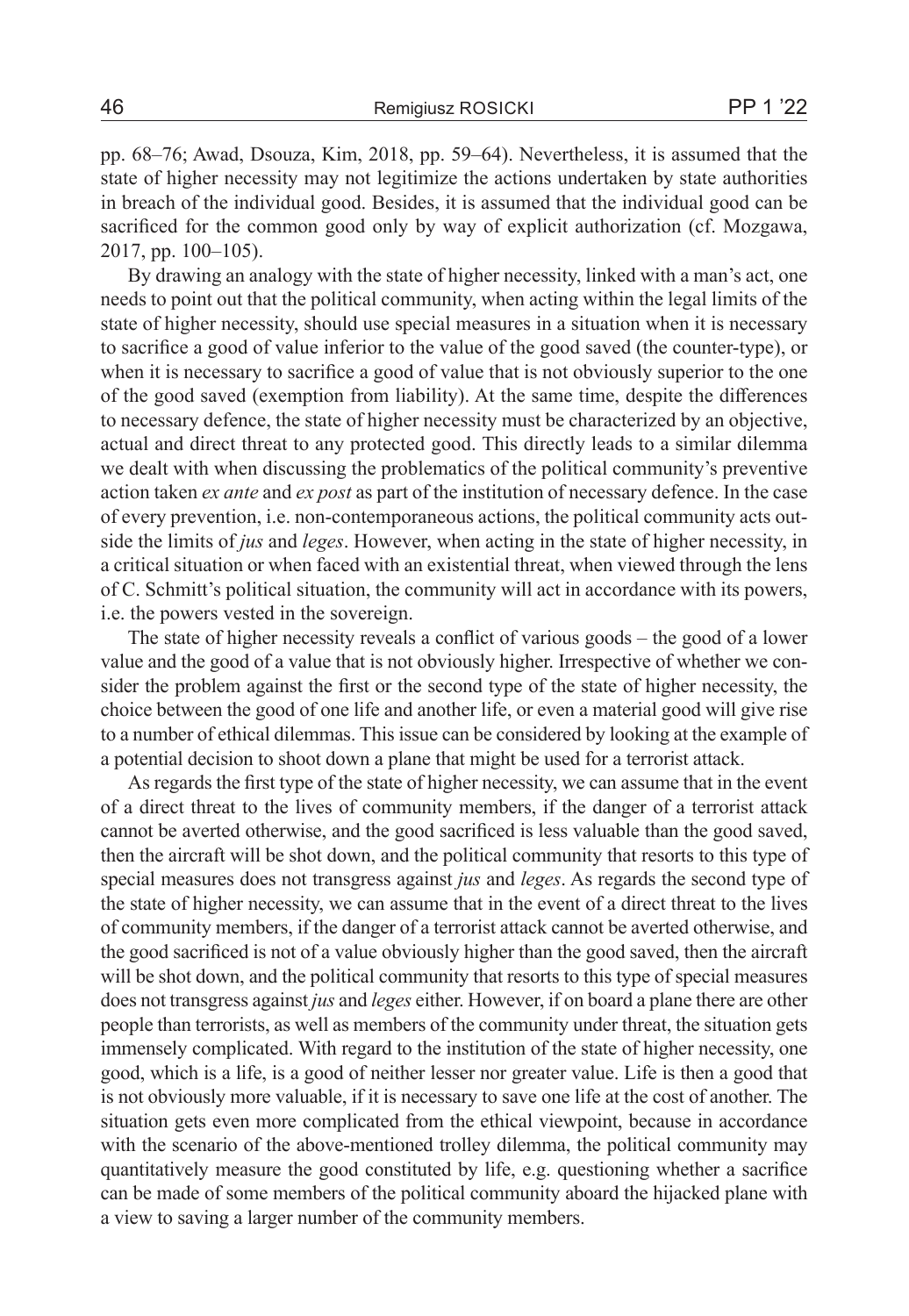pp. 68–76; Awad, Dsouza, Kim, 2018, pp. 59–64). Nevertheless, it is assumed that the state of higher necessity may not legitimize the actions undertaken by state authorities in breach of the individual good. Besides, it is assumed that the individual good can be sacrificed for the common good only by way of explicit authorization (cf. Mozgawa, 2017, pp. 100–105).

By drawing an analogy with the state of higher necessity, linked with a man's act, one needs to point out that the political community, when acting within the legal limits of the state of higher necessity, should use special measures in a situation when it is necessary to sacrifice a good of value inferior to the value of the good saved (the counter-type), or when it is necessary to sacrifice a good of value that is not obviously superior to the one of the good saved (exemption from liability). At the same time, despite the differences to necessary defence, the state of higher necessity must be characterized by an objective, actual and direct threat to any protected good. This directly leads to a similar dilemma we dealt with when discussing the problematics of the political community's preventive action taken *ex ante* and *ex post* as part of the institution of necessary defence. In the case of every prevention, i.e. non-contemporaneous actions, the political community acts outside the limits of *jus* and *leges*. However, when acting in the state of higher necessity, in a critical situation or when faced with an existential threat, when viewed through the lens of C. Schmitt's political situation, the community will act in accordance with its powers, i.e. the powers vested in the sovereign.

The state of higher necessity reveals a conflict of various goods – the good of a lower value and the good of a value that is not obviously higher. Irrespective of whether we consider the problem against the first or the second type of the state of higher necessity, the choice between the good of one life and another life, or even a material good will give rise to a number of ethical dilemmas. This issue can be considered by looking at the example of a potential decision to shoot down a plane that might be used for a terrorist attack.

As regards the first type of the state of higher necessity, we can assume that in the event of a direct threat to the lives of community members, if the danger of a terrorist attack cannot be averted otherwise, and the good sacrificed is less valuable than the good saved, then the aircraft will be shot down, and the political community that resorts to this type of special measures does not transgress against *jus* and *leges*. As regards the second type of the state of higher necessity, we can assume that in the event of a direct threat to the lives of community members, if the danger of a terrorist attack cannot be averted otherwise, and the good sacrificed is not of a value obviously higher than the good saved, then the aircraft will be shot down, and the political community that resorts to this type of special measures does not transgress against *jus* and *leges* either. However, if on board a plane there are other people than terrorists, as well as members of the community under threat, the situation gets immensely complicated. With regard to the institution of the state of higher necessity, one good, which is a life, is a good of neither lesser nor greater value. Life is then a good that is not obviously more valuable, if it is necessary to save one life at the cost of another. The situation gets even more complicated from the ethical viewpoint, because in accordance with the scenario of the above-mentioned trolley dilemma, the political community may quantitatively measure the good constituted by life, e.g. questioning whether a sacrifice can be made of some members of the political community aboard the hijacked plane with a view to saving a larger number of the community members.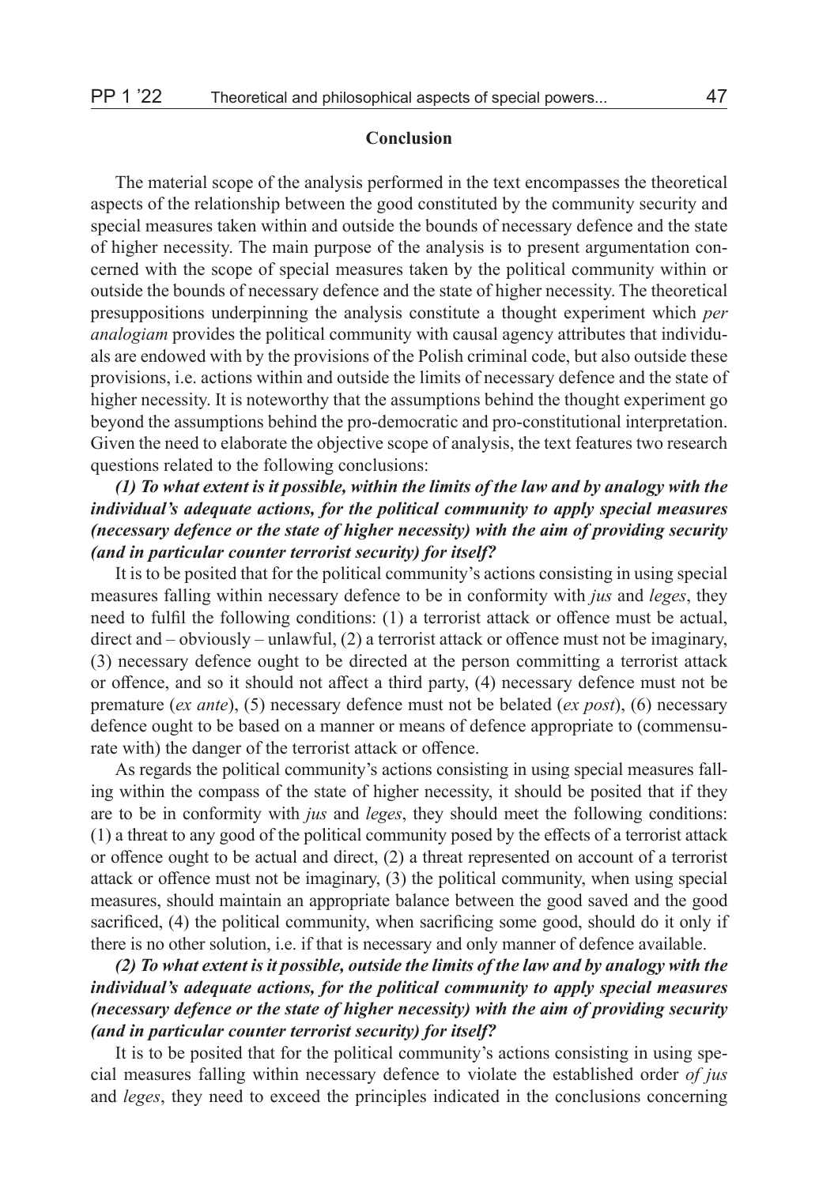## Conclusion

The material scope of the analysis performed in the text encompasses the theoretical aspects of the relationship between the good constituted by the community security and special measures taken within and outside the bounds of necessary defence and the state of higher necessity. The main purpose of the analysis is to present argumentation concerned with the scope of special measures taken by the political community within or outside the bounds of necessary defence and the state of higher necessity. The theoretical presuppositions underpinning the analysis constitute a thought experiment which *per analogiam* provides the political community with causal agency attributes that individuals are endowed with by the provisions of the Polish criminal code, but also outside these provisions, i.e. actions within and outside the limits of necessary defence and the state of higher necessity. It is noteworthy that the assumptions behind the thought experiment go beyond the assumptions behind the pro-democratic and pro-constitutional interpretation. Given the need to elaborate the objective scope of analysis, the text features two research questions related to the following conclusions:

***(1) To what extent is it possible, within the limits of the law and by analogy with the individual's adequate actions, for the political community to apply special measures (necessary defence or the state of higher necessity) with the aim of providing security (and in particular counter terrorist security) for itself?***

It is to be posited that for the political community's actions consisting in using special measures falling within necessary defence to be in conformity with *jus* and *leges*, they need to fulfil the following conditions: (1) a terrorist attack or offence must be actual, direct and – obviously – unlawful, (2) a terrorist attack or offence must not be imaginary, (3) necessary defence ought to be directed at the person committing a terrorist attack or offence, and so it should not affect a third party, (4) necessary defence must not be premature (*ex ante*), (5) necessary defence must not be belated (*ex post*), (6) necessary defence ought to be based on a manner or means of defence appropriate to (commensurate with) the danger of the terrorist attack or offence.

As regards the political community's actions consisting in using special measures falling within the compass of the state of higher necessity, it should be posited that if they are to be in conformity with *jus* and *leges*, they should meet the following conditions: (1) a threat to any good of the political community posed by the effects of a terrorist attack or offence ought to be actual and direct, (2) a threat represented on account of a terrorist attack or offence must not be imaginary, (3) the political community, when using special measures, should maintain an appropriate balance between the good saved and the good sacrificed, (4) the political community, when sacrificing some good, should do it only if there is no other solution, i.e. if that is necessary and only manner of defence available.

***(2) To what extent is it possible, outside the limits of the law and by analogy with the individual's adequate actions, for the political community to apply special measures (necessary defence or the state of higher necessity) with the aim of providing security (and in particular counter terrorist security) for itself?***

It is to be posited that for the political community's actions consisting in using special measures falling within necessary defence to violate the established order *of jus* and *leges*, they need to exceed the principles indicated in the conclusions concerning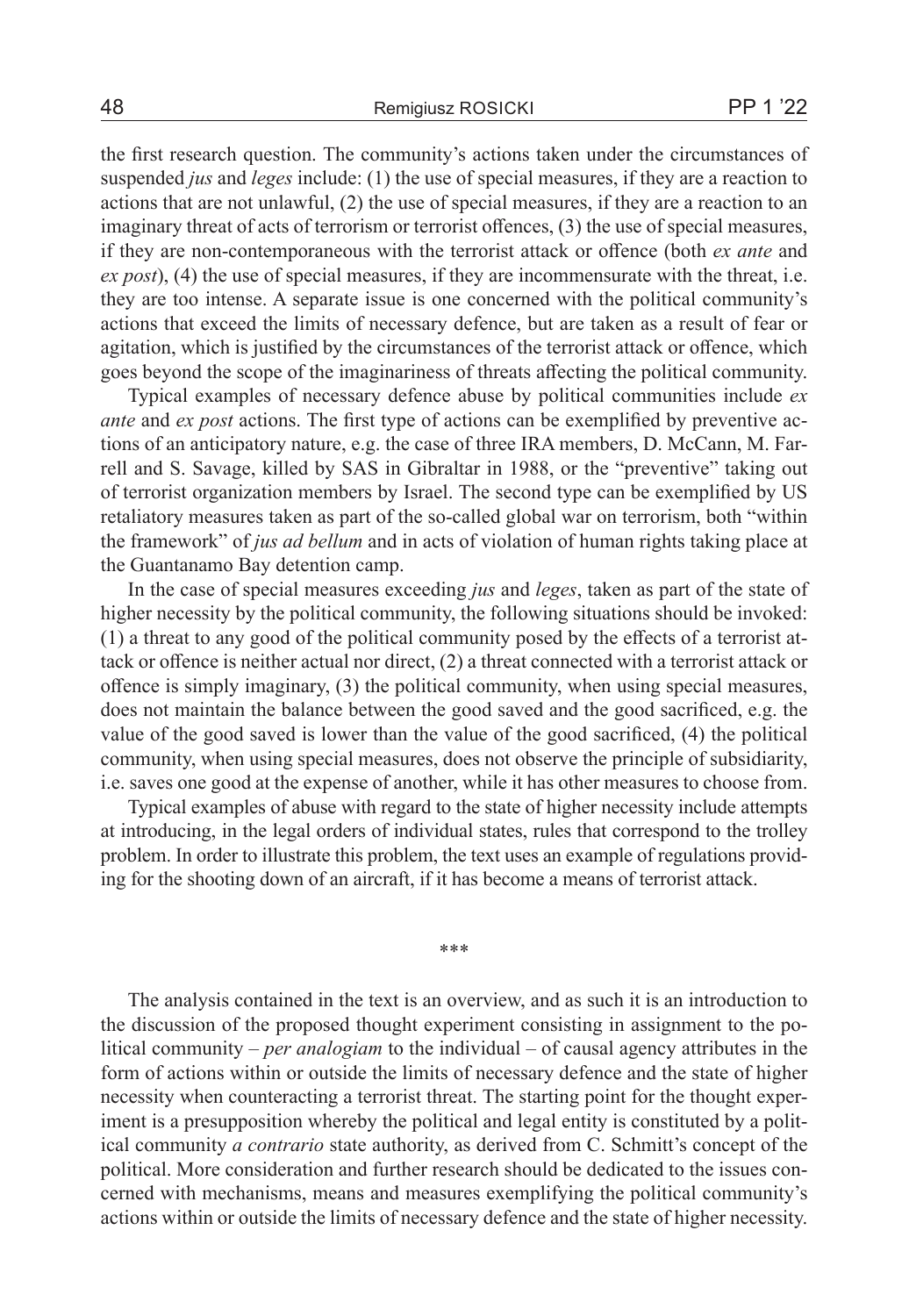the first research question. The community's actions taken under the circumstances of suspended *jus* and *leges* include: (1) the use of special measures, if they are a reaction to actions that are not unlawful, (2) the use of special measures, if they are a reaction to an imaginary threat of acts of terrorism or terrorist offences, (3) the use of special measures, if they are non-contemporaneous with the terrorist attack or offence (both *ex ante* and *ex post*), (4) the use of special measures, if they are incommensurate with the threat, i.e. they are too intense. A separate issue is one concerned with the political community's actions that exceed the limits of necessary defence, but are taken as a result of fear or agitation, which is justified by the circumstances of the terrorist attack or offence, which goes beyond the scope of the imaginariness of threats affecting the political community.

Typical examples of necessary defence abuse by political communities include *ex ante* and *ex post* actions. The first type of actions can be exemplified by preventive actions of an anticipatory nature, e.g. the case of three IRA members, D. McCann, M. Farrell and S. Savage, killed by SAS in Gibraltar in 1988, or the "preventive" taking out of terrorist organization members by Israel. The second type can be exemplified by US retaliatory measures taken as part of the so-called global war on terrorism, both "within the framework" of *jus ad bellum* and in acts of violation of human rights taking place at the Guantanamo Bay detention camp.

In the case of special measures exceeding *jus* and *leges*, taken as part of the state of higher necessity by the political community, the following situations should be invoked: (1) a threat to any good of the political community posed by the effects of a terrorist attack or offence is neither actual nor direct, (2) a threat connected with a terrorist attack or offence is simply imaginary, (3) the political community, when using special measures, does not maintain the balance between the good saved and the good sacrificed, e.g. the value of the good saved is lower than the value of the good sacrificed, (4) the political community, when using special measures, does not observe the principle of subsidiarity, i.e. saves one good at the expense of another, while it has other measures to choose from.

Typical examples of abuse with regard to the state of higher necessity include attempts at introducing, in the legal orders of individual states, rules that correspond to the trolley problem. In order to illustrate this problem, the text uses an example of regulations providing for the shooting down of an aircraft, if it has become a means of terrorist attack.

\*\*\*

The analysis contained in the text is an overview, and as such it is an introduction to the discussion of the proposed thought experiment consisting in assignment to the political community – *per analogiam* to the individual – of causal agency attributes in the form of actions within or outside the limits of necessary defence and the state of higher necessity when counteracting a terrorist threat. The starting point for the thought experiment is a presupposition whereby the political and legal entity is constituted by a political community *a contrario* state authority, as derived from C. Schmitt's concept of the political. More consideration and further research should be dedicated to the issues concerned with mechanisms, means and measures exemplifying the political community's actions within or outside the limits of necessary defence and the state of higher necessity.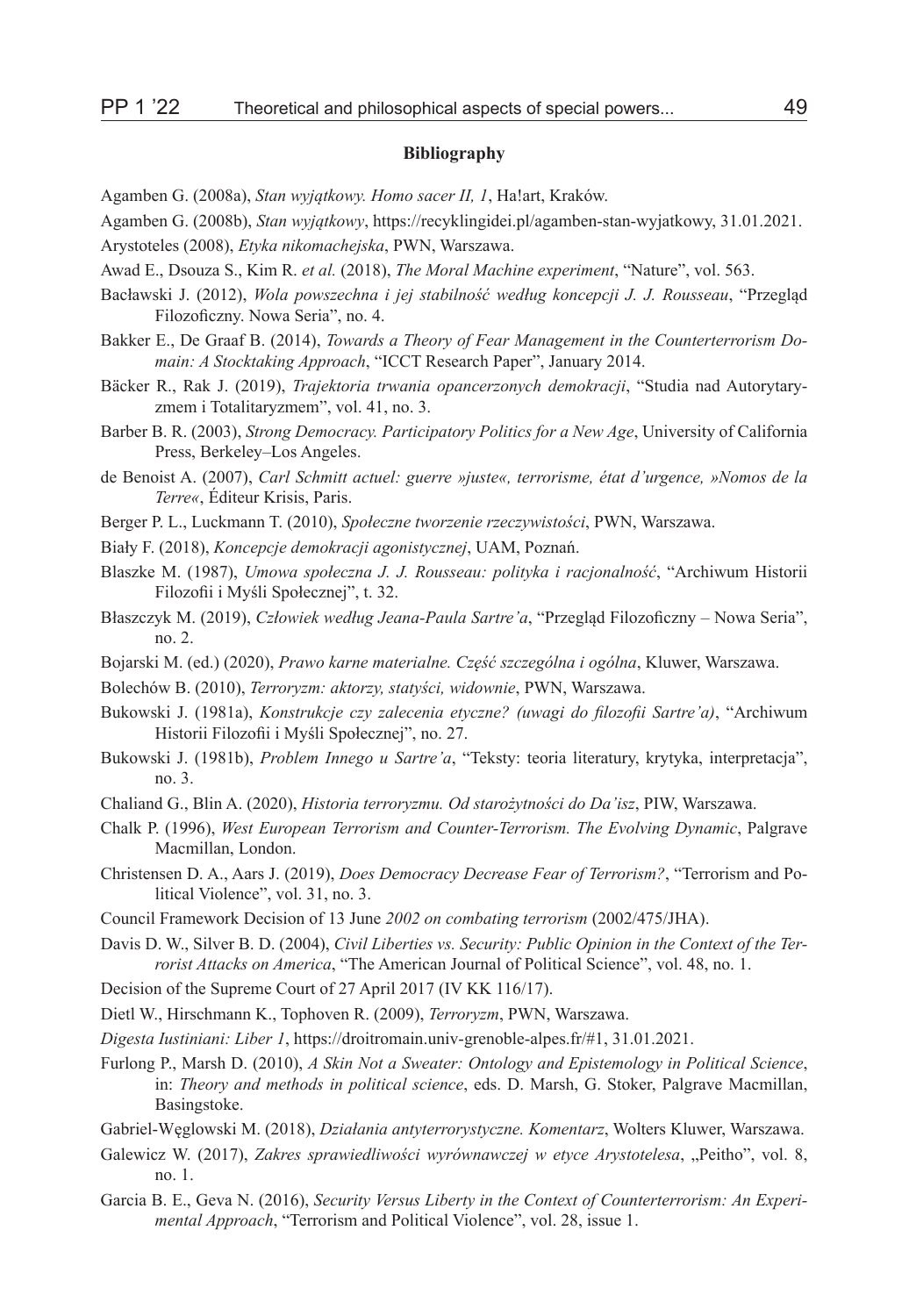**Bibliography**

Agamben G. (2008a), *Stan wyjątkowy. Homo sacer II, 1*, Ha!art, Kraków.

Agamben G. (2008b), *Stan wyjątkowy*, https://recyklingidei.pl/agamben-stan-wyjatkowy, 31.01.2021.

Arystoteles (2008), *Etyka nikomachejska*, PWN, Warszawa.

Awad E., Dsouza S., Kim R. *et al.* (2018), *The Moral Machine experiment*, "Nature", vol. 563.

Bacławski J. (2012), *Wola powszechna i jej stabilność według koncepcji J. J. Rousseau*, "Przegląd Filozoficzny. Nowa Seria", no. 4.

Bakker E., De Graaf B. (2014), *Towards a Theory of Fear Management in the Counterterrorism Domain: A Stocktaking Approach*, "ICCT Research Paper", January 2014.

Bäcker R., Rak J. (2019), *Trajektoria trwania opancerzonych demokracji*, "Studia nad Autorytaryzmem i Totalitaryzmem", vol. 41, no. 3.

Barber B. R. (2003), *Strong Democracy. Participatory Politics for a New Age*, University of California Press, Berkeley–Los Angeles.

de Benoist A. (2007), *Carl Schmitt actuel: guerre »juste«, terrorisme, état d'urgence, »Nomos de la Terre«*, Éditeur Krisis, Paris.

Berger P. L., Luckmann T. (2010), *Społeczne tworzenie rzeczywistości*, PWN, Warszawa.

Biały F. (2018), *Koncepcje demokracji agonistycznej*, UAM, Poznań.

Blaszke M. (1987), *Umowa społeczna J. J. Rousseau: polityka i racjonalność*, "Archiwum Historii Filozofii i Myśli Społecznej", t. 32.

Błaszczyk M. (2019), *Człowiek według Jeana-Paula Sartre'a*, "Przegląd Filozoficzny – Nowa Seria", no. 2.

Bojarski M. (ed.) (2020), *Prawo karne materialne. Część szczególna i ogólna*, Kluwer, Warszawa.

Bolechów B. (2010), *Terroryzm: aktorzy, statyści, widownie*, PWN, Warszawa.

Bukowski J. (1981a), *Konstrukcje czy zalecenia etyczne? (uwagi do filozofii Sartre'a)*, "Archiwum Historii Filozofii i Myśli Społecznej", no. 27.

Bukowski J. (1981b), *Problem Innego u Sartre'a*, "Teksty: teoria literatury, krytyka, interpretacja", no. 3.

Chaliand G., Blin A. (2020), *Historia terroryzmu. Od starożytności do Da'isz*, PIW, Warszawa.

Chalk P. (1996), *West European Terrorism and Counter-Terrorism. The Evolving Dynamic*, Palgrave Macmillan, London.

Christensen D. A., Aars J. (2019), *Does Democracy Decrease Fear of Terrorism?*, "Terrorism and Political Violence", vol. 31, no. 3.

Council Framework Decision of 13 June *2002 on combating terrorism* (2002/475/JHA).

Davis D. W., Silver B. D. (2004), *Civil Liberties vs. Security: Public Opinion in the Context of the Terrorist Attacks on America*, "The American Journal of Political Science", vol. 48, no. 1.

Decision of the Supreme Court of 27 April 2017 (IV KK 116/17).

Dietl W., Hirschmann K., Tophoven R. (2009), *Terroryzm*, PWN, Warszawa.

*Digesta Iustiniani: Liber 1*, https://droitromain.univ-grenoble-alpes.fr/#1, 31.01.2021.

Furlong P., Marsh D. (2010), *A Skin Not a Sweater: Ontology and Epistemology in Political Science*, in: *Theory and methods in political science*, eds. D. Marsh, G. Stoker, Palgrave Macmillan, Basingstoke.

Gabriel-Węglowski M. (2018), *Działania antyterrorystyczne. Komentarz*, Wolters Kluwer, Warszawa.

Galewicz W. (2017), *Zakres sprawiedliwości wyrównawczej w etyce Arystotelesa*, „Peitho", vol. 8, no. 1.

Garcia B. E., Geva N. (2016), *Security Versus Liberty in the Context of Counterterrorism: An Experimental Approach*, "Terrorism and Political Violence", vol. 28, issue 1.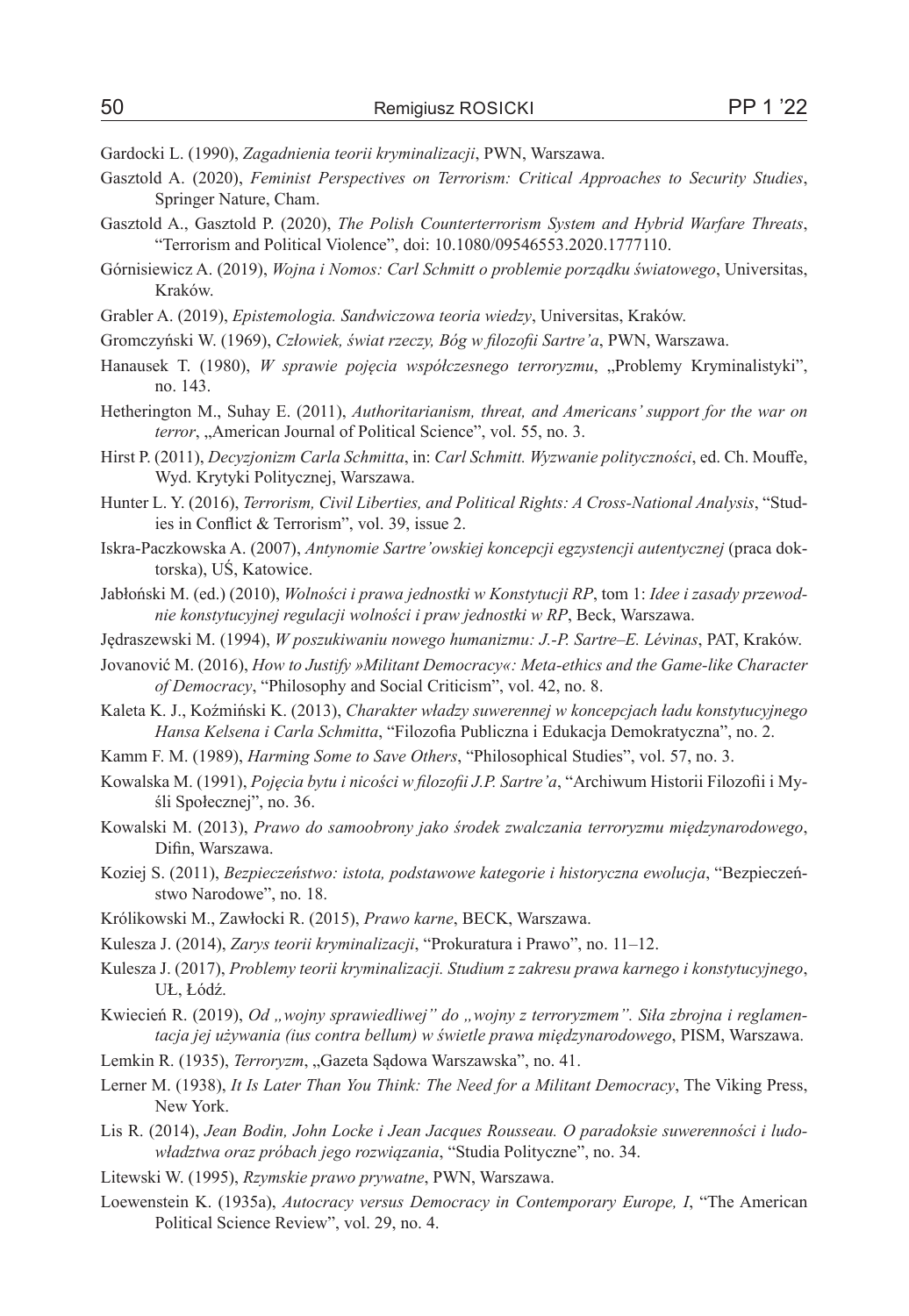Gardocki L. (1990), *Zagadnienia teorii kryminalizacji*, PWN, Warszawa.

Gasztold A. (2020), *Feminist Perspectives on Terrorism: Critical Approaches to Security Studies*, Springer Nature, Cham.

Gasztold A., Gasztold P. (2020), *The Polish Counterterrorism System and Hybrid Warfare Threats*, "Terrorism and Political Violence", doi: 10.1080/09546553.2020.1777110.

Górnisiewicz A. (2019), *Wojna i Nomos: Carl Schmitt o problemie porządku światowego*, Universitas, Kraków.

Grabler A. (2019), *Epistemologia. Sandwiczowa teoria wiedzy*, Universitas, Kraków.

Gromczyński W. (1969), *Człowiek, świat rzeczy, Bóg w filozofii Sartre'a*, PWN, Warszawa.

Hanausek T. (1980), *W sprawie pojęcia współczesnego terroryzmu*, „Problemy Kryminalistyki", no. 143.

Hetherington M., Suhay E. (2011), *Authoritarianism, threat, and Americans' support for the war on terror*, „American Journal of Political Science", vol. 55, no. 3.

Hirst P. (2011), *Decyzjonizm Carla Schmitta*, in: *Carl Schmitt. Wyzwanie polityczności*, ed. Ch. Mouffe, Wyd. Krytyki Politycznej, Warszawa.

Hunter L. Y. (2016), *Terrorism, Civil Liberties, and Political Rights: A Cross-National Analysis*, "Studies in Conflict & Terrorism", vol. 39, issue 2.

Iskra-Paczkowska A. (2007), *Antynomie Sartre'owskiej koncepcji egzystencji autentycznej* (praca doktorska), UŚ, Katowice.

Jabłoński M. (ed.) (2010), *Wolności i prawa jednostki w Konstytucji RP*, tom 1: *Idee i zasady przewodnie konstytucyjnej regulacji wolności i praw jednostki w RP*, Beck, Warszawa.

Jędraszewski M. (1994), *W poszukiwaniu nowego humanizmu: J.-P. Sartre–E. Lévinas*, PAT, Kraków.

Jovanović M. (2016), *How to Justify »Militant Democracy«: Meta-ethics and the Game-like Character of Democracy*, "Philosophy and Social Criticism", vol. 42, no. 8.

Kaleta K. J., Koźmiński K. (2013), *Charakter władzy suwerennej w koncepcjach ładu konstytucyjnego Hansa Kelsena i Carla Schmitta*, "Filozofia Publiczna i Edukacja Demokratyczna", no. 2.

Kamm F. M. (1989), *Harming Some to Save Others*, "Philosophical Studies", vol. 57, no. 3.

Kowalska M. (1991), *Pojęcia bytu i nicości w filozofii J.P. Sartre'a*, "Archiwum Historii Filozofii i Myśli Społecznej", no. 36.

Kowalski M. (2013), *Prawo do samoobrony jako środek zwalczania terroryzmu międzynarodowego*, Difin, Warszawa.

Koziej S. (2011), *Bezpieczeństwo: istota, podstawowe kategorie i historyczna ewolucja*, "Bezpieczeństwo Narodowe", no. 18.

Królikowski M., Zawłocki R. (2015), *Prawo karne*, BECK, Warszawa.

Kulesza J. (2014), *Zarys teorii kryminalizacji*, "Prokuratura i Prawo", no. 11–12.

Kulesza J. (2017), *Problemy teorii kryminalizacji. Studium z zakresu prawa karnego i konstytucyjnego*, UŁ, Łódź.

Kwiecień R. (2019), *Od „wojny sprawiedliwej" do „wojny z terroryzmem". Siła zbrojna i reglamentacja jej używania (ius contra bellum) w świetle prawa międzynarodowego*, PISM, Warszawa.

Lemkin R. (1935), *Terroryzm*, „Gazeta Sądowa Warszawska", no. 41.

Lerner M. (1938), *It Is Later Than You Think: The Need for a Militant Democracy*, The Viking Press, New York.

Lis R. (2014), *Jean Bodin, John Locke i Jean Jacques Rousseau. O paradoksie suwerenności i ludowładztwa oraz próbach jego rozwiązania*, "Studia Polityczne", no. 34.

Litewski W. (1995), *Rzymskie prawo prywatne*, PWN, Warszawa.

Loewenstein K. (1935a), *Autocracy versus Democracy in Contemporary Europe, I*, "The American Political Science Review", vol. 29, no. 4.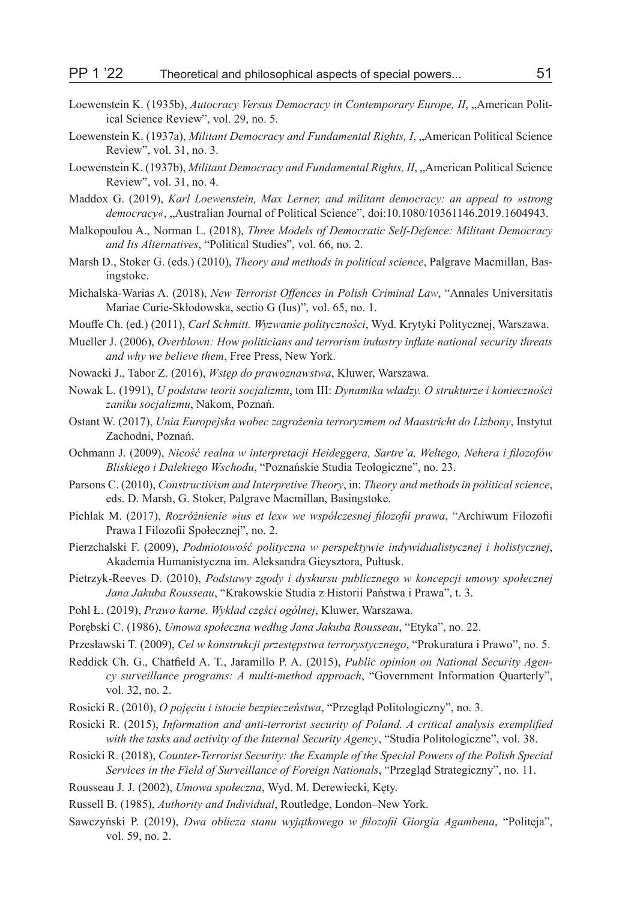Loewenstein K. (1935b), *Autocracy Versus Democracy in Contemporary Europe, II*, „American Political Science Review", vol. 29, no. 5.

Loewenstein K. (1937a), *Militant Democracy and Fundamental Rights, I*, „American Political Science Review", vol. 31, no. 3.

Loewenstein K. (1937b), *Militant Democracy and Fundamental Rights, II*, „American Political Science Review", vol. 31, no. 4.

Maddox G. (2019), *Karl Loewenstein, Max Lerner, and militant democracy: an appeal to »strong democracy«*, „Australian Journal of Political Science", doi:10.1080/10361146.2019.1604943.

Malkopoulou A., Norman L. (2018), *Three Models of Democratic Self-Defence: Militant Democracy and Its Alternatives*, "Political Studies", vol. 66, no. 2.

Marsh D., Stoker G. (eds.) (2010), *Theory and methods in political science*, Palgrave Macmillan, Basingstoke.

Michalska-Warias A. (2018), *New Terrorist Offences in Polish Criminal Law*, "Annales Universitatis Mariae Curie-Skłodowska, sectio G (Ius)", vol. 65, no. 1.

Mouffe Ch. (ed.) (2011), *Carl Schmitt. Wyzwanie polityczności*, Wyd. Krytyki Politycznej, Warszawa.

Mueller J. (2006), *Overblown: How politicians and terrorism industry inflate national security threats and why we believe them*, Free Press, New York.

Nowacki J., Tabor Z. (2016), *Wstęp do prawoznawstwa*, Kluwer, Warszawa.

Nowak L. (1991), *U podstaw teorii socjalizmu*, tom III: *Dynamika władzy. O strukturze i konieczności zaniku socjalizmu*, Nakom, Poznań.

Ostant W. (2017), *Unia Europejska wobec zagrożenia terroryzmem od Maastricht do Lizbony*, Instytut Zachodni, Poznań.

Ochmann J. (2009), *Nicość realna w interpretacji Heideggera, Sartre'a, Weltego, Nehera i filozofów Bliskiego i Dalekiego Wschodu*, "Poznańskie Studia Teologiczne", no. 23.

Parsons C. (2010), *Constructivism and Interpretive Theory*, in: *Theory and methods in political science*, eds. D. Marsh, G. Stoker, Palgrave Macmillan, Basingstoke.

Pichlak M. (2017), *Rozróżnienie »ius et lex« we współczesnej filozofii prawa*, "Archiwum Filozofii Prawa I Filozofii Społecznej", no. 2.

Pierzchalski F. (2009), *Podmiotowość polityczna w perspektywie indywidualistycznej i holistycznej*, Akademia Humanistyczna im. Aleksandra Gieysztora, Pułtusk.

Pietrzyk-Reeves D. (2010), *Podstawy zgody i dyskursu publicznego w koncepcji umowy społecznej Jana Jakuba Rousseau*, "Krakowskie Studia z Historii Państwa i Prawa", t. 3.

Pohl Ł. (2019), *Prawo karne. Wykład części ogólnej*, Kluwer, Warszawa.

Porębski C. (1986), *Umowa społeczna według Jana Jakuba Rousseau*, "Etyka", no. 22.

Przesławski T. (2009), *Cel w konstrukcji przestępstwa terrorystycznego*, "Prokuratura i Prawo", no. 5.

Reddick Ch. G., Chatfield A. T., Jaramillo P. A. (2015), *Public opinion on National Security Agency surveillance programs: A multi-method approach*, "Government Information Quarterly", vol. 32, no. 2.

Rosicki R. (2010), *O pojęciu i istocie bezpieczeństwa*, "Przegląd Politologiczny", no. 3.

Rosicki R. (2015), *Information and anti-terrorist security of Poland. A critical analysis exemplified with the tasks and activity of the Internal Security Agency*, "Studia Politologiczne", vol. 38.

Rosicki R. (2018), *Counter-Terrorist Security: the Example of the Special Powers of the Polish Special Services in the Field of Surveillance of Foreign Nationals*, "Przegląd Strategiczny", no. 11.

Rousseau J. J. (2002), *Umowa społeczna*, Wyd. M. Derewiecki, Kęty.

Russell B. (1985), *Authority and Individual*, Routledge, London–New York.

Sawczyński P. (2019), *Dwa oblicza stanu wyjątkowego w filozofii Giorgia Agambena*, "Politeja", vol. 59, no. 2.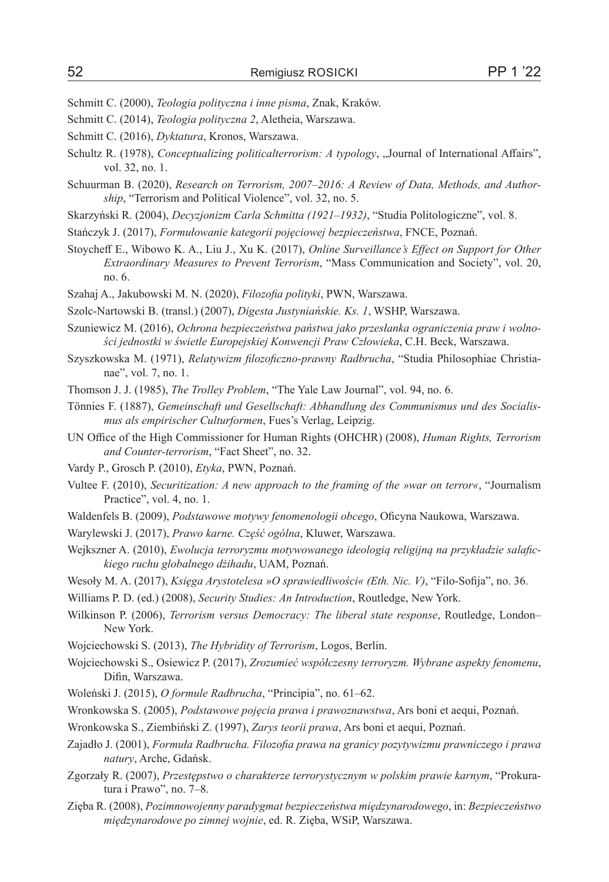Schmitt C. (2000), *Teologia polityczna i inne pisma*, Znak, Kraków.

Schmitt C. (2014), *Teologia polityczna 2*, Aletheia, Warszawa.

Schmitt C. (2016), *Dyktatura*, Kronos, Warszawa.

Schultz R. (1978), *Conceptualizing politicalterrorism: A typology*, „Journal of International Affairs", vol. 32, no. 1.

Schuurman B. (2020), *Research on Terrorism, 2007–2016: A Review of Data, Methods, and Authorship*, "Terrorism and Political Violence", vol. 32, no. 5.

Skarzyński R. (2004), *Decyzjonizm Carla Schmitta (1921–1932)*, "Studia Politologiczne", vol. 8.

Stańczyk J. (2017), *Formułowanie kategorii pojęciowej bezpieczeństwa*, FNCE, Poznań.

Stoycheff E., Wibowo K. A., Liu J., Xu K. (2017), *Online Surveillance's Effect on Support for Other Extraordinary Measures to Prevent Terrorism*, "Mass Communication and Society", vol. 20, no. 6.

Szahaj A., Jakubowski M. N. (2020), *Filozofia polityki*, PWN, Warszawa.

Szolc-Nartowski B. (transl.) (2007), *Digesta Justyniańskie. Ks. 1*, WSHP, Warszawa.

Szuniewicz M. (2016), *Ochrona bezpieczeństwa państwa jako przesłanka ograniczenia praw i wolności jednostki w świetle Europejskiej Konwencji Praw Człowieka*, C.H. Beck, Warszawa.

Szyszkowska M. (1971), *Relatywizm filozoficzno-prawny Radbrucha*, "Studia Philosophiae Christianae", vol. 7, no. 1.

Thomson J. J. (1985), *The Trolley Problem*, "The Yale Law Journal", vol. 94, no. 6.

Tönnies F. (1887), *Gemeinschaft und Gesellschaft: Abhandlung des Communismus und des Socialismus als empirischer Culturformen*, Fues's Verlag, Leipzig.

UN Office of the High Commissioner for Human Rights (OHCHR) (2008), *Human Rights, Terrorism and Counter-terrorism*, "Fact Sheet", no. 32.

Vardy P., Grosch P. (2010), *Etyka*, PWN, Poznań.

Vultee F. (2010), *Securitization: A new approach to the framing of the »war on terror«*, "Journalism Practice", vol. 4, no. 1.

Waldenfels B. (2009), *Podstawowe motywy fenomenologii obcego*, Oficyna Naukowa, Warszawa.

Warylewski J. (2017), *Prawo karne. Część ogólna*, Kluwer, Warszawa.

Wejkszner A. (2010), *Ewolucja terroryzmu motywowanego ideologią religijną na przykładzie salafickiego ruchu globalnego dżihadu*, UAM, Poznań.

Wesoły M. A. (2017), *Księga Arystotelesa »O sprawiedliwości« (Eth. Nic. V)*, "Filo-Sofija", no. 36.

Williams P. D. (ed.) (2008), *Security Studies: An Introduction*, Routledge, New York.

Wilkinson P. (2006), *Terrorism versus Democracy: The liberal state response*, Routledge, London–New York.

Wojciechowski S. (2013), *The Hybridity of Terrorism*, Logos, Berlin.

Wojciechowski S., Osiewicz P. (2017), *Zrozumieć współczesny terroryzm. Wybrane aspekty fenomenu*, Difin, Warszawa.

Woleński J. (2015), *O formule Radbrucha*, "Principia", no. 61–62.

Wronkowska S. (2005), *Podstawowe pojęcia prawa i prawoznawstwa*, Ars boni et aequi, Poznań.

Wronkowska S., Ziembiński Z. (1997), *Zarys teorii prawa*, Ars boni et aequi, Poznań.

Zajadło J. (2001), *Formuła Radbrucha. Filozofia prawa na granicy pozytywizmu prawniczego i prawa natury*, Arche, Gdańsk.

Zgorzały R. (2007), *Przestępstwo o charakterze terrorystycznym w polskim prawie karnym*, "Prokuratura i Prawo", no. 7–8.

Zięba R. (2008), *Pozimnowojenny paradygmat bezpieczeństwa międzynarodowego*, in: *Bezpieczeństwo międzynarodowe po zimnej wojnie*, ed. R. Zięba, WSiP, Warszawa.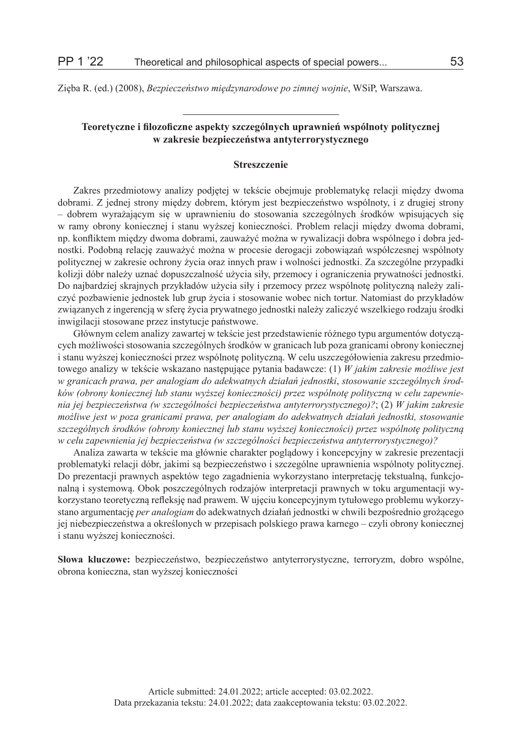Zięba R. (ed.) (2008), *Bezpieczeństwo międzynarodowe po zimnej wojnie*, WSiP, Warszawa.

---

**Teoretyczne i filozoficzne aspekty szczególnych uprawnień wspólnoty politycznej w zakresie bezpieczeństwa antyterrorystycznego**

**Streszczenie**

Zakres przedmiotowy analizy podjętej w tekście obejmuje problematykę relacji między dwoma dobrami. Z jednej strony między dobrem, którym jest bezpieczeństwo wspólnoty, i z drugiej strony – dobrem wyrażającym się w uprawnieniu do stosowania szczególnych środków wpisujących się w ramy obrony koniecznej i stanu wyższej konieczności. Problem relacji między dwoma dobrami, np. konfliktem między dwoma dobrami, zauważyć można w rywalizacji dobra wspólnego i dobra jednostki. Podobną relację zauważyć można w procesie derogacji zobowiązań współczesnej wspólnoty politycznej w zakresie ochrony życia oraz innych praw i wolności jednostki. Za szczególne przypadki kolizji dóbr należy uznać dopuszczalność użycia siły, przemocy i ograniczenia prywatności jednostki. Do najbardziej skrajnych przykładów użycia siły i przemocy przez wspólnotę polityczną należy zaliczyć pozbawienie jednostek lub grup życia i stosowanie wobec nich tortur. Natomiast do przykładów związanych z ingerencją w sferę życia prywatnego jednostki należy zaliczyć wszelkiego rodzaju środki inwigilacji stosowane przez instytucje państwowe.

Głównym celem analizy zawartej w tekście jest przedstawienie różnego typu argumentów dotyczących możliwości stosowania szczególnych środków w granicach lub poza granicami obrony koniecznej i stanu wyższej konieczności przez wspólnotę polityczną. W celu uszczegółowienia zakresu przedmiotowego analizy w tekście wskazano następujące pytania badawcze: (1) *W jakim zakresie możliwe jest w granicach prawa, per analogiam do adekwatnych działań jednostki, stosowanie szczególnych środków (obrony koniecznej lub stanu wyższej konieczności) przez wspólnotę polityczną w celu zapewnienia jej bezpieczeństwa (w szczególności bezpieczeństwa antyterrorystycznego)?*; (2) *W jakim zakresie możliwe jest w poza granicami prawa, per analogiam do adekwatnych działań jednostki, stosowanie szczególnych środków (obrony koniecznej lub stanu wyższej konieczności) przez wspólnotę polityczną w celu zapewnienia jej bezpieczeństwa (w szczególności bezpieczeństwa antyterrorystycznego)?*

Analiza zawarta w tekście ma głównie charakter poglądowy i koncepcyjny w zakresie prezentacji problematyki relacji dóbr, jakimi są bezpieczeństwo i szczególne uprawnienia wspólnoty politycznej. Do prezentacji prawnych aspektów tego zagadnienia wykorzystano interpretację tekstualną, funkcjonalną i systemową. Obok poszczególnych rodzajów interpretacji prawnych w toku argumentacji wykorzystano teoretyczną refleksję nad prawem. W ujęciu koncepcyjnym tytułowego problemu wykorzystano argumentację *per analogiam* do adekwatnych działań jednostki w chwili bezpośrednio grożącego jej niebezpieczeństwa a określonych w przepisach polskiego prawa karnego – czyli obrony koniecznej i stanu wyższej konieczności.

**Słowa kluczowe:** bezpieczeństwo, bezpieczeństwo antyterrorystyczne, terroryzm, dobro wspólne, obrona konieczna, stan wyższej konieczności

Article submitted: 24.01.2022; article accepted: 03.02.2022.
Data przekazania tekstu: 24.01.2022; data zaakceptowania tekstu: 03.02.2022.